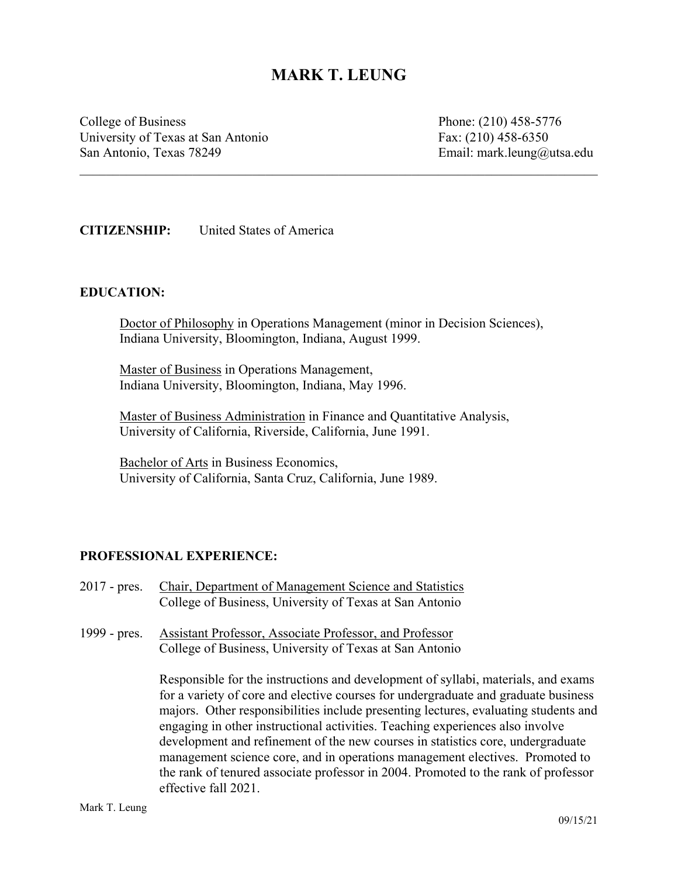# MARK T. LEUNG

College of Business
University of Texas at San Antonio
San Antonio, Texas 78249

Phone: (210) 458-5776
Fax: (210) 458-6350
Email: mark.leung@utsa.edu

---

**CITIZENSHIP:** United States of America

## EDUCATION:

Doctor of Philosophy in Operations Management (minor in Decision Sciences),
Indiana University, Bloomington, Indiana, August 1999.

Master of Business in Operations Management,
Indiana University, Bloomington, Indiana, May 1996.

Master of Business Administration in Finance and Quantitative Analysis,
University of California, Riverside, California, June 1991.

Bachelor of Arts in Business Economics,
University of California, Santa Cruz, California, June 1989.

## PROFESSIONAL EXPERIENCE:

2017 - pres. Chair, Department of Management Science and Statistics
College of Business, University of Texas at San Antonio

1999 - pres. Assistant Professor, Associate Professor, and Professor
College of Business, University of Texas at San Antonio

Responsible for the instructions and development of syllabi, materials, and exams for a variety of core and elective courses for undergraduate and graduate business majors. Other responsibilities include presenting lectures, evaluating students and engaging in other instructional activities. Teaching experiences also involve development and refinement of the new courses in statistics core, undergraduate management science core, and in operations management electives. Promoted to the rank of tenured associate professor in 2004. Promoted to the rank of professor effective fall 2021.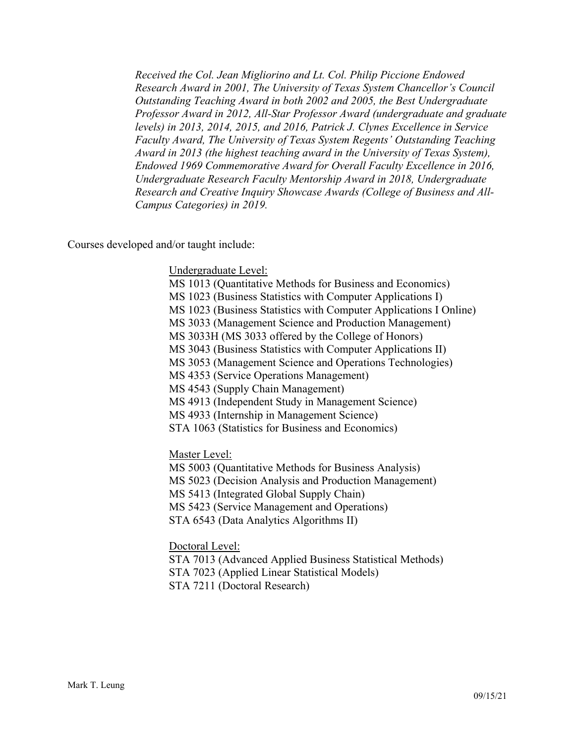*Received the Col. Jean Migliorino and Lt. Col. Philip Piccione Endowed Research Award in 2001, The University of Texas System Chancellor's Council Outstanding Teaching Award in both 2002 and 2005, the Best Undergraduate Professor Award in 2012, All-Star Professor Award (undergraduate and graduate levels) in 2013, 2014, 2015, and 2016, Patrick J. Clynes Excellence in Service Faculty Award, The University of Texas System Regents' Outstanding Teaching Award in 2013 (the highest teaching award in the University of Texas System), Endowed 1969 Commemorative Award for Overall Faculty Excellence in 2016, Undergraduate Research Faculty Mentorship Award in 2018, Undergraduate Research and Creative Inquiry Showcase Awards (College of Business and All-Campus Categories) in 2019.*

Courses developed and/or taught include:

<u>Undergraduate Level:</u>

MS 1013 (Quantitative Methods for Business and Economics)
MS 1023 (Business Statistics with Computer Applications I)
MS 1023 (Business Statistics with Computer Applications I Online)
MS 3033 (Management Science and Production Management)
MS 3033H (MS 3033 offered by the College of Honors)
MS 3043 (Business Statistics with Computer Applications II)
MS 3053 (Management Science and Operations Technologies)
MS 4353 (Service Operations Management)
MS 4543 (Supply Chain Management)
MS 4913 (Independent Study in Management Science)
MS 4933 (Internship in Management Science)
STA 1063 (Statistics for Business and Economics)

<u>Master Level:</u>

MS 5003 (Quantitative Methods for Business Analysis)
MS 5023 (Decision Analysis and Production Management)
MS 5413 (Integrated Global Supply Chain)
MS 5423 (Service Management and Operations)
STA 6543 (Data Analytics Algorithms II)

<u>Doctoral Level:</u>

STA 7013 (Advanced Applied Business Statistical Methods)
STA 7023 (Applied Linear Statistical Models)
STA 7211 (Doctoral Research)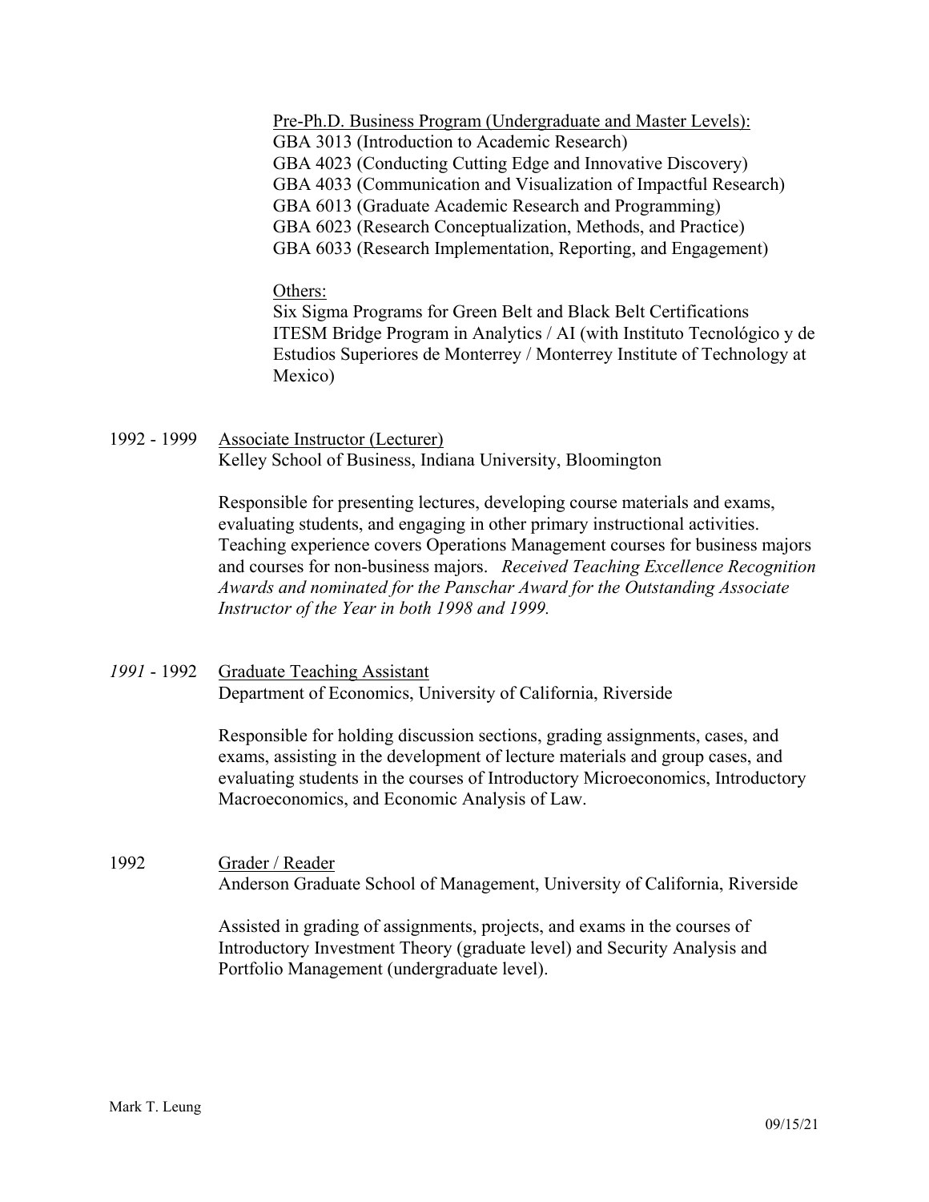<u>Pre-Ph.D. Business Program (Undergraduate and Master Levels):</u>
GBA 3013 (Introduction to Academic Research)
GBA 4023 (Conducting Cutting Edge and Innovative Discovery)
GBA 4033 (Communication and Visualization of Impactful Research)
GBA 6013 (Graduate Academic Research and Programming)
GBA 6023 (Research Conceptualization, Methods, and Practice)
GBA 6033 (Research Implementation, Reporting, and Engagement)

<u>Others:</u>
Six Sigma Programs for Green Belt and Black Belt Certifications
ITESM Bridge Program in Analytics / AI (with Instituto Tecnológico y de Estudios Superiores de Monterrey / Monterrey Institute of Technology at Mexico)

1992 - 1999 <u>Associate Instructor (Lecturer)</u>
Kelley School of Business, Indiana University, Bloomington

Responsible for presenting lectures, developing course materials and exams, evaluating students, and engaging in other primary instructional activities. Teaching experience covers Operations Management courses for business majors and courses for non-business majors. *Received Teaching Excellence Recognition Awards and nominated for the Panschar Award for the Outstanding Associate Instructor of the Year in both 1998 and 1999.*

*1991* - 1992 <u>Graduate Teaching Assistant</u>
Department of Economics, University of California, Riverside

Responsible for holding discussion sections, grading assignments, cases, and exams, assisting in the development of lecture materials and group cases, and evaluating students in the courses of Introductory Microeconomics, Introductory Macroeconomics, and Economic Analysis of Law.

1992 <u>Grader / Reader</u>
Anderson Graduate School of Management, University of California, Riverside

Assisted in grading of assignments, projects, and exams in the courses of Introductory Investment Theory (graduate level) and Security Analysis and Portfolio Management (undergraduate level).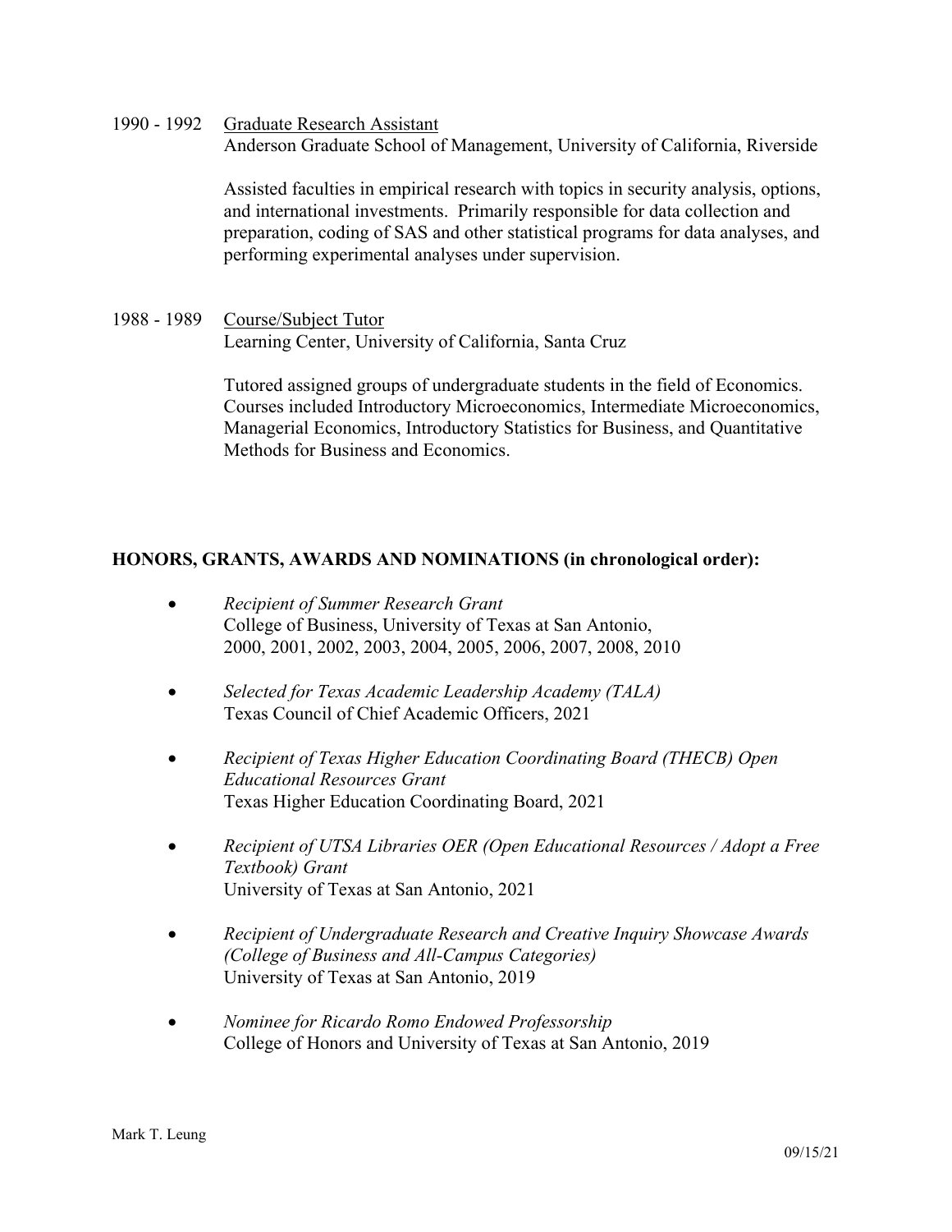1990 - 1992 <u>Graduate Research Assistant</u>
Anderson Graduate School of Management, University of California, Riverside

Assisted faculties in empirical research with topics in security analysis, options, and international investments. Primarily responsible for data collection and preparation, coding of SAS and other statistical programs for data analyses, and performing experimental analyses under supervision.

1988 - 1989 <u>Course/Subject Tutor</u>
Learning Center, University of California, Santa Cruz

Tutored assigned groups of undergraduate students in the field of Economics. Courses included Introductory Microeconomics, Intermediate Microeconomics, Managerial Economics, Introductory Statistics for Business, and Quantitative Methods for Business and Economics.

**HONORS, GRANTS, AWARDS AND NOMINATIONS (in chronological order):**

- *Recipient of Summer Research Grant*
  College of Business, University of Texas at San Antonio, 2000, 2001, 2002, 2003, 2004, 2005, 2006, 2007, 2008, 2010

- *Selected for Texas Academic Leadership Academy (TALA)*
  Texas Council of Chief Academic Officers, 2021

- *Recipient of Texas Higher Education Coordinating Board (THECB) Open Educational Resources Grant*
  Texas Higher Education Coordinating Board, 2021

- *Recipient of UTSA Libraries OER (Open Educational Resources / Adopt a Free Textbook) Grant*
  University of Texas at San Antonio, 2021

- *Recipient of Undergraduate Research and Creative Inquiry Showcase Awards (College of Business and All-Campus Categories)*
  University of Texas at San Antonio, 2019

- *Nominee for Ricardo Romo Endowed Professorship*
  College of Honors and University of Texas at San Antonio, 2019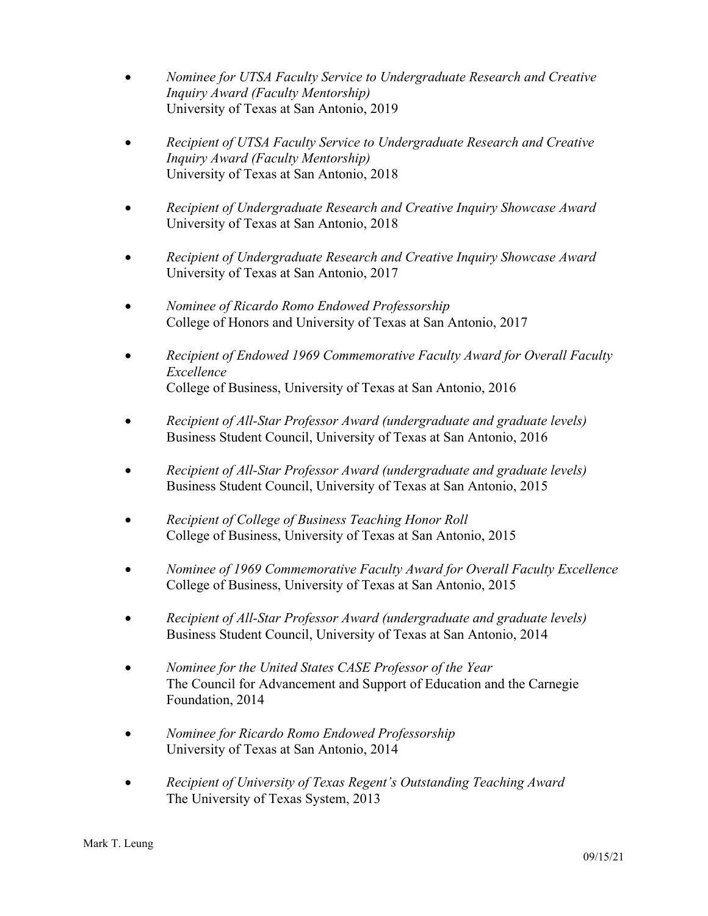- *Nominee for UTSA Faculty Service to Undergraduate Research and Creative Inquiry Award (Faculty Mentorship)*
  University of Texas at San Antonio, 2019

- *Recipient of UTSA Faculty Service to Undergraduate Research and Creative Inquiry Award (Faculty Mentorship)*
  University of Texas at San Antonio, 2018

- *Recipient of Undergraduate Research and Creative Inquiry Showcase Award*
  University of Texas at San Antonio, 2018

- *Recipient of Undergraduate Research and Creative Inquiry Showcase Award*
  University of Texas at San Antonio, 2017

- *Nominee of Ricardo Romo Endowed Professorship*
  College of Honors and University of Texas at San Antonio, 2017

- *Recipient of Endowed 1969 Commemorative Faculty Award for Overall Faculty Excellence*
  College of Business, University of Texas at San Antonio, 2016

- *Recipient of All-Star Professor Award (undergraduate and graduate levels)*
  Business Student Council, University of Texas at San Antonio, 2016

- *Recipient of All-Star Professor Award (undergraduate and graduate levels)*
  Business Student Council, University of Texas at San Antonio, 2015

- *Recipient of College of Business Teaching Honor Roll*
  College of Business, University of Texas at San Antonio, 2015

- *Nominee of 1969 Commemorative Faculty Award for Overall Faculty Excellence*
  College of Business, University of Texas at San Antonio, 2015

- *Recipient of All-Star Professor Award (undergraduate and graduate levels)*
  Business Student Council, University of Texas at San Antonio, 2014

- *Nominee for the United States CASE Professor of the Year*
  The Council for Advancement and Support of Education and the Carnegie Foundation, 2014

- *Nominee for Ricardo Romo Endowed Professorship*
  University of Texas at San Antonio, 2014

- *Recipient of University of Texas Regent's Outstanding Teaching Award*
  The University of Texas System, 2013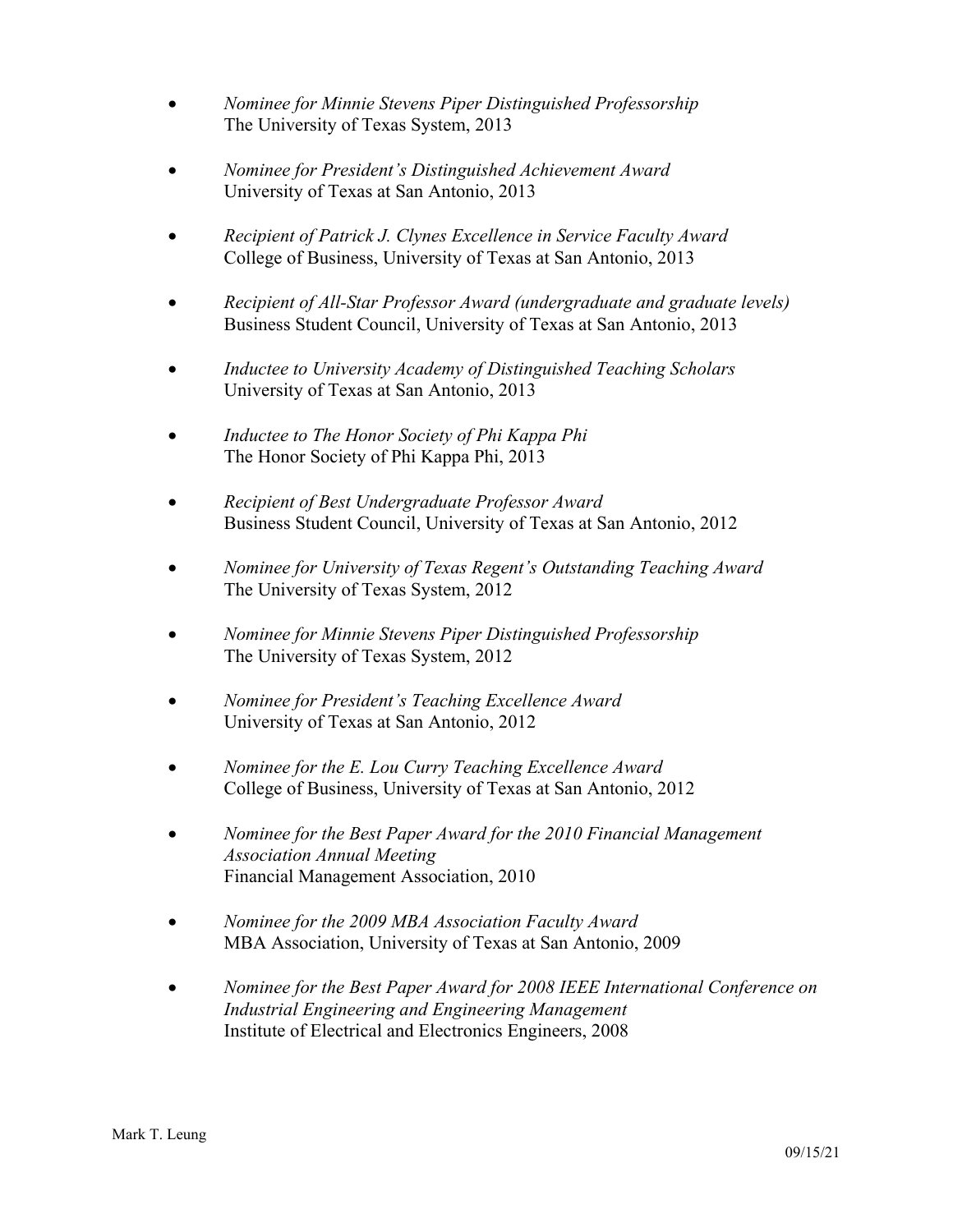- *Nominee for Minnie Stevens Piper Distinguished Professorship*  
  The University of Texas System, 2013

- *Nominee for President's Distinguished Achievement Award*  
  University of Texas at San Antonio, 2013

- *Recipient of Patrick J. Clynes Excellence in Service Faculty Award*  
  College of Business, University of Texas at San Antonio, 2013

- *Recipient of All-Star Professor Award (undergraduate and graduate levels)*  
  Business Student Council, University of Texas at San Antonio, 2013

- *Inductee to University Academy of Distinguished Teaching Scholars*  
  University of Texas at San Antonio, 2013

- *Inductee to The Honor Society of Phi Kappa Phi*  
  The Honor Society of Phi Kappa Phi, 2013

- *Recipient of Best Undergraduate Professor Award*  
  Business Student Council, University of Texas at San Antonio, 2012

- *Nominee for University of Texas Regent's Outstanding Teaching Award*  
  The University of Texas System, 2012

- *Nominee for Minnie Stevens Piper Distinguished Professorship*  
  The University of Texas System, 2012

- *Nominee for President's Teaching Excellence Award*  
  University of Texas at San Antonio, 2012

- *Nominee for the E. Lou Curry Teaching Excellence Award*  
  College of Business, University of Texas at San Antonio, 2012

- *Nominee for the Best Paper Award for the 2010 Financial Management Association Annual Meeting*  
  Financial Management Association, 2010

- *Nominee for the 2009 MBA Association Faculty Award*  
  MBA Association, University of Texas at San Antonio, 2009

- *Nominee for the Best Paper Award for 2008 IEEE International Conference on Industrial Engineering and Engineering Management*  
  Institute of Electrical and Electronics Engineers, 2008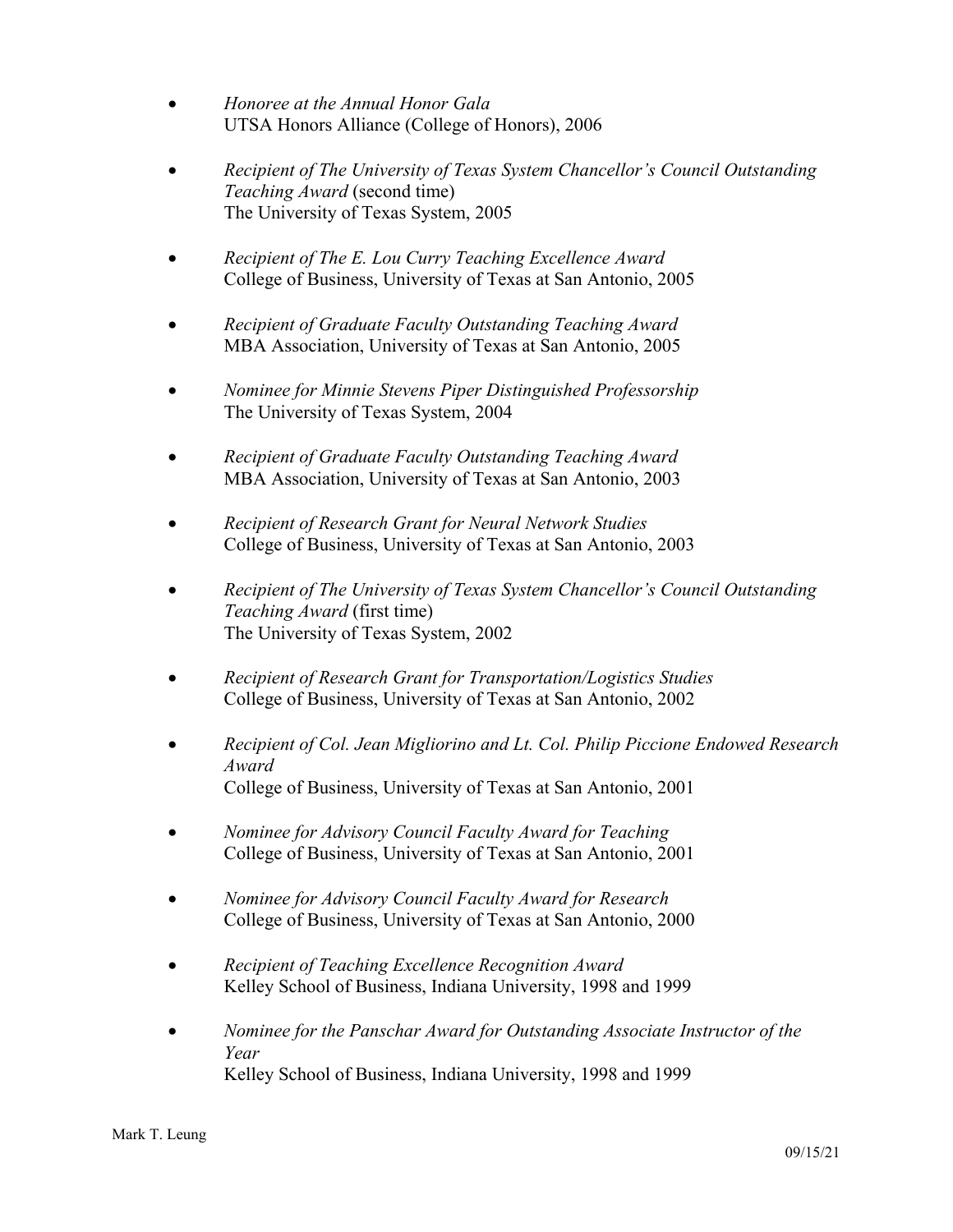- *Honoree at the Annual Honor Gala*
  UTSA Honors Alliance (College of Honors), 2006

- *Recipient of The University of Texas System Chancellor's Council Outstanding Teaching Award* (second time)
  The University of Texas System, 2005

- *Recipient of The E. Lou Curry Teaching Excellence Award*
  College of Business, University of Texas at San Antonio, 2005

- *Recipient of Graduate Faculty Outstanding Teaching Award*
  MBA Association, University of Texas at San Antonio, 2005

- *Nominee for Minnie Stevens Piper Distinguished Professorship*
  The University of Texas System, 2004

- *Recipient of Graduate Faculty Outstanding Teaching Award*
  MBA Association, University of Texas at San Antonio, 2003

- *Recipient of Research Grant for Neural Network Studies*
  College of Business, University of Texas at San Antonio, 2003

- *Recipient of The University of Texas System Chancellor's Council Outstanding Teaching Award* (first time)
  The University of Texas System, 2002

- *Recipient of Research Grant for Transportation/Logistics Studies*
  College of Business, University of Texas at San Antonio, 2002

- *Recipient of Col. Jean Migliorino and Lt. Col. Philip Piccione Endowed Research Award*
  College of Business, University of Texas at San Antonio, 2001

- *Nominee for Advisory Council Faculty Award for Teaching*
  College of Business, University of Texas at San Antonio, 2001

- *Nominee for Advisory Council Faculty Award for Research*
  College of Business, University of Texas at San Antonio, 2000

- *Recipient of Teaching Excellence Recognition Award*
  Kelley School of Business, Indiana University, 1998 and 1999

- *Nominee for the Panschar Award for Outstanding Associate Instructor of the Year*
  Kelley School of Business, Indiana University, 1998 and 1999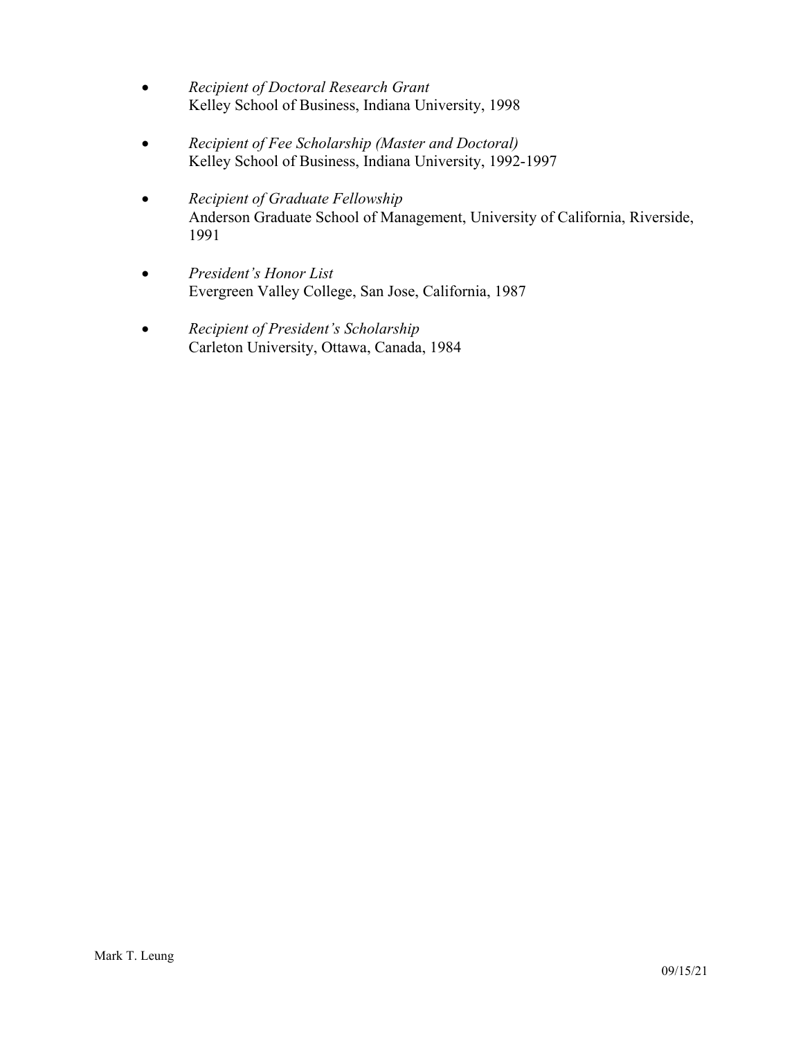- *Recipient of Doctoral Research Grant*
  Kelley School of Business, Indiana University, 1998

- *Recipient of Fee Scholarship (Master and Doctoral)*
  Kelley School of Business, Indiana University, 1992-1997

- *Recipient of Graduate Fellowship*
  Anderson Graduate School of Management, University of California, Riverside, 1991

- *President's Honor List*
  Evergreen Valley College, San Jose, California, 1987

- *Recipient of President's Scholarship*
  Carleton University, Ottawa, Canada, 1984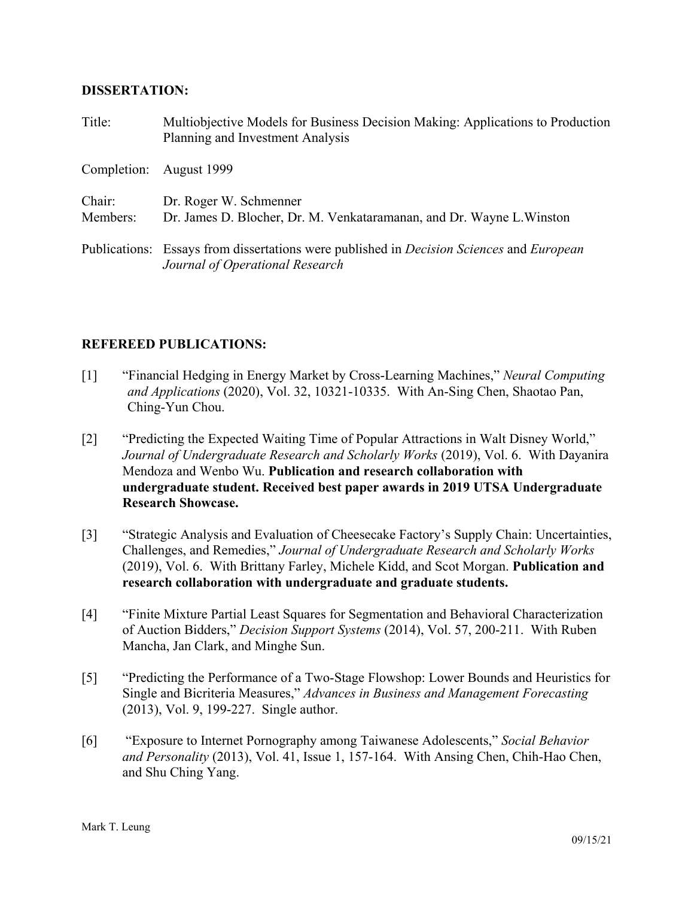**DISSERTATION:**

Title: Multiobjective Models for Business Decision Making: Applications to Production Planning and Investment Analysis

Completion: August 1999

Chair: Dr. Roger W. Schmenner
Members: Dr. James D. Blocher, Dr. M. Venkataramanan, and Dr. Wayne L.Winston

Publications: Essays from dissertations were published in *Decision Sciences* and *European Journal of Operational Research*

**REFEREED PUBLICATIONS:**

[1] "Financial Hedging in Energy Market by Cross-Learning Machines," *Neural Computing and Applications* (2020), Vol. 32, 10321-10335. With An-Sing Chen, Shaotao Pan, Ching-Yun Chou.

[2] "Predicting the Expected Waiting Time of Popular Attractions in Walt Disney World," *Journal of Undergraduate Research and Scholarly Works* (2019), Vol. 6. With Dayanira Mendoza and Wenbo Wu. **Publication and research collaboration with undergraduate student. Received best paper awards in 2019 UTSA Undergraduate Research Showcase.**

[3] "Strategic Analysis and Evaluation of Cheesecake Factory's Supply Chain: Uncertainties, Challenges, and Remedies," *Journal of Undergraduate Research and Scholarly Works* (2019), Vol. 6. With Brittany Farley, Michele Kidd, and Scot Morgan. **Publication and research collaboration with undergraduate and graduate students.**

[4] "Finite Mixture Partial Least Squares for Segmentation and Behavioral Characterization of Auction Bidders," *Decision Support Systems* (2014), Vol. 57, 200-211. With Ruben Mancha, Jan Clark, and Minghe Sun.

[5] "Predicting the Performance of a Two-Stage Flowshop: Lower Bounds and Heuristics for Single and Bicriteria Measures," *Advances in Business and Management Forecasting* (2013), Vol. 9, 199-227. Single author.

[6] "Exposure to Internet Pornography among Taiwanese Adolescents," *Social Behavior and Personality* (2013), Vol. 41, Issue 1, 157-164. With Ansing Chen, Chih-Hao Chen, and Shu Ching Yang.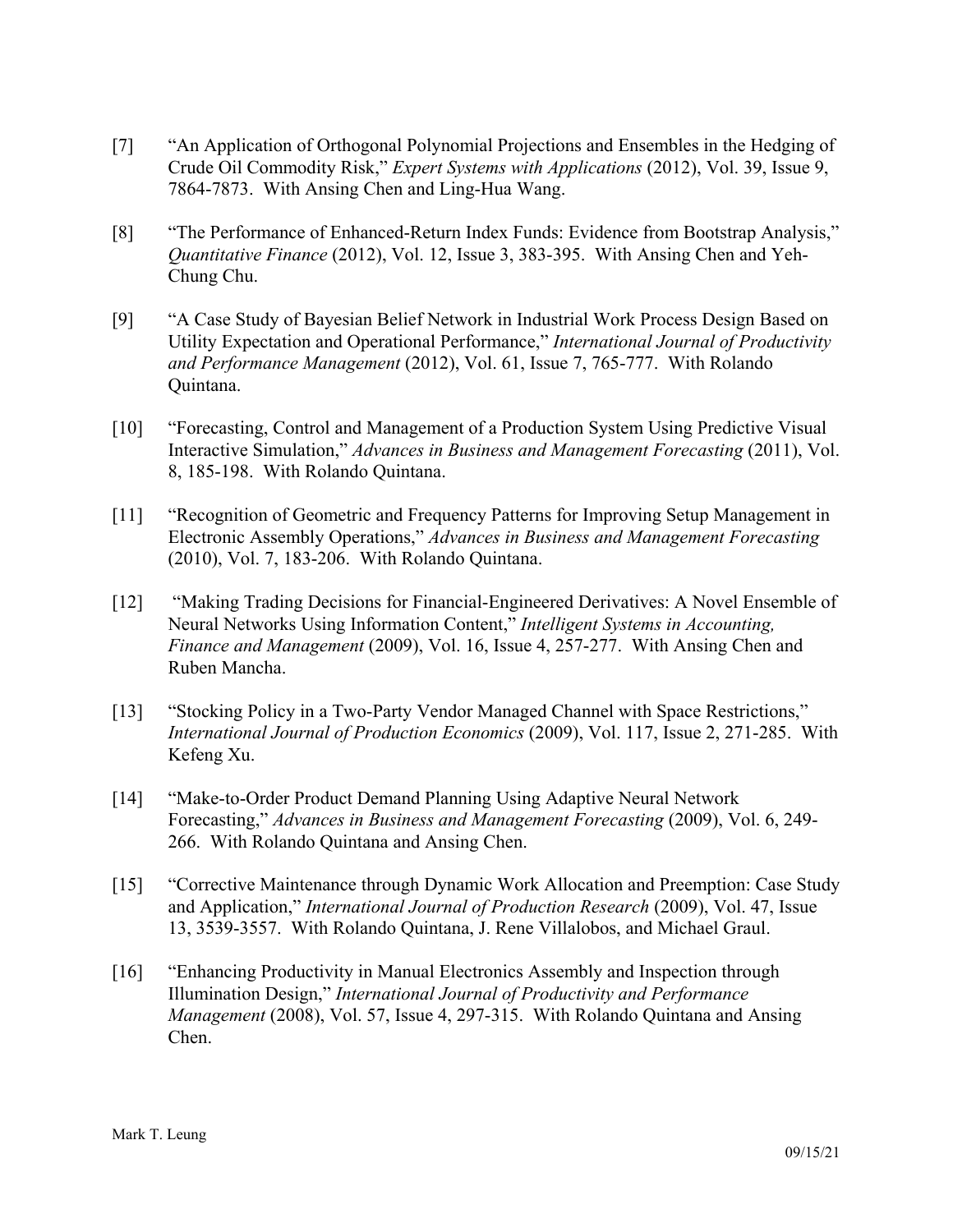[7] "An Application of Orthogonal Polynomial Projections and Ensembles in the Hedging of Crude Oil Commodity Risk," *Expert Systems with Applications* (2012), Vol. 39, Issue 9, 7864-7873. With Ansing Chen and Ling-Hua Wang.

[8] "The Performance of Enhanced-Return Index Funds: Evidence from Bootstrap Analysis," *Quantitative Finance* (2012), Vol. 12, Issue 3, 383-395. With Ansing Chen and Yeh-Chung Chu.

[9] "A Case Study of Bayesian Belief Network in Industrial Work Process Design Based on Utility Expectation and Operational Performance," *International Journal of Productivity and Performance Management* (2012), Vol. 61, Issue 7, 765-777. With Rolando Quintana.

[10] "Forecasting, Control and Management of a Production System Using Predictive Visual Interactive Simulation," *Advances in Business and Management Forecasting* (2011), Vol. 8, 185-198. With Rolando Quintana.

[11] "Recognition of Geometric and Frequency Patterns for Improving Setup Management in Electronic Assembly Operations," *Advances in Business and Management Forecasting* (2010), Vol. 7, 183-206. With Rolando Quintana.

[12] "Making Trading Decisions for Financial-Engineered Derivatives: A Novel Ensemble of Neural Networks Using Information Content," *Intelligent Systems in Accounting, Finance and Management* (2009), Vol. 16, Issue 4, 257-277. With Ansing Chen and Ruben Mancha.

[13] "Stocking Policy in a Two-Party Vendor Managed Channel with Space Restrictions," *International Journal of Production Economics* (2009), Vol. 117, Issue 2, 271-285. With Kefeng Xu.

[14] "Make-to-Order Product Demand Planning Using Adaptive Neural Network Forecasting," *Advances in Business and Management Forecasting* (2009), Vol. 6, 249-266. With Rolando Quintana and Ansing Chen.

[15] "Corrective Maintenance through Dynamic Work Allocation and Preemption: Case Study and Application," *International Journal of Production Research* (2009), Vol. 47, Issue 13, 3539-3557. With Rolando Quintana, J. Rene Villalobos, and Michael Graul.

[16] "Enhancing Productivity in Manual Electronics Assembly and Inspection through Illumination Design," *International Journal of Productivity and Performance Management* (2008), Vol. 57, Issue 4, 297-315. With Rolando Quintana and Ansing Chen.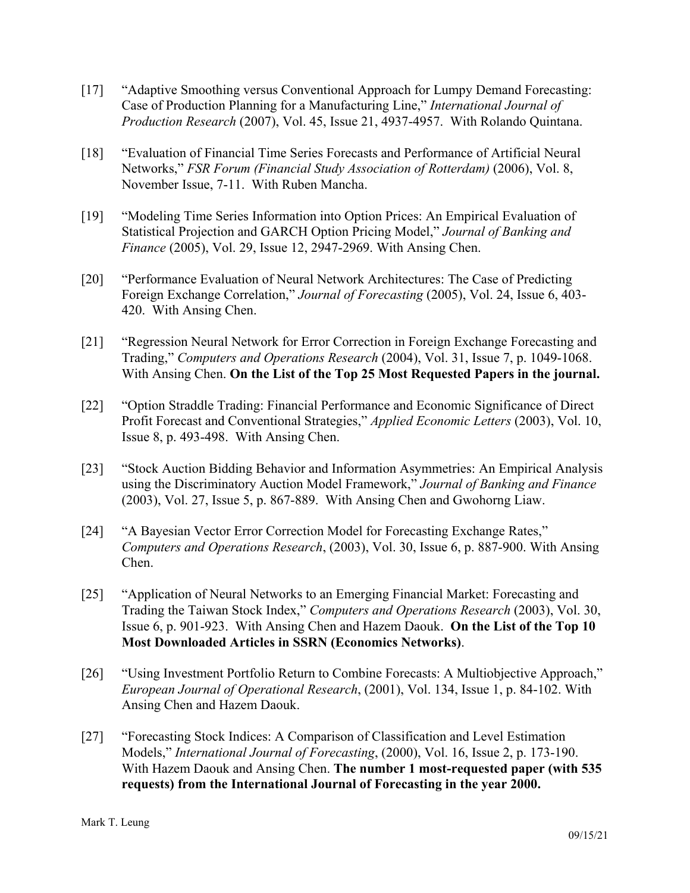[17] "Adaptive Smoothing versus Conventional Approach for Lumpy Demand Forecasting: Case of Production Planning for a Manufacturing Line," *International Journal of Production Research* (2007), Vol. 45, Issue 21, 4937-4957. With Rolando Quintana.

[18] "Evaluation of Financial Time Series Forecasts and Performance of Artificial Neural Networks," *FSR Forum (Financial Study Association of Rotterdam)* (2006), Vol. 8, November Issue, 7-11. With Ruben Mancha.

[19] "Modeling Time Series Information into Option Prices: An Empirical Evaluation of Statistical Projection and GARCH Option Pricing Model," *Journal of Banking and Finance* (2005), Vol. 29, Issue 12, 2947-2969. With Ansing Chen.

[20] "Performance Evaluation of Neural Network Architectures: The Case of Predicting Foreign Exchange Correlation," *Journal of Forecasting* (2005), Vol. 24, Issue 6, 403-420. With Ansing Chen.

[21] "Regression Neural Network for Error Correction in Foreign Exchange Forecasting and Trading," *Computers and Operations Research* (2004), Vol. 31, Issue 7, p. 1049-1068. With Ansing Chen. **On the List of the Top 25 Most Requested Papers in the journal.**

[22] "Option Straddle Trading: Financial Performance and Economic Significance of Direct Profit Forecast and Conventional Strategies," *Applied Economic Letters* (2003), Vol. 10, Issue 8, p. 493-498. With Ansing Chen.

[23] "Stock Auction Bidding Behavior and Information Asymmetries: An Empirical Analysis using the Discriminatory Auction Model Framework," *Journal of Banking and Finance* (2003), Vol. 27, Issue 5, p. 867-889. With Ansing Chen and Gwohorng Liaw.

[24] "A Bayesian Vector Error Correction Model for Forecasting Exchange Rates," *Computers and Operations Research*, (2003), Vol. 30, Issue 6, p. 887-900. With Ansing Chen.

[25] "Application of Neural Networks to an Emerging Financial Market: Forecasting and Trading the Taiwan Stock Index," *Computers and Operations Research* (2003), Vol. 30, Issue 6, p. 901-923. With Ansing Chen and Hazem Daouk. **On the List of the Top 10 Most Downloaded Articles in SSRN (Economics Networks)**.

[26] "Using Investment Portfolio Return to Combine Forecasts: A Multiobjective Approach," *European Journal of Operational Research*, (2001), Vol. 134, Issue 1, p. 84-102. With Ansing Chen and Hazem Daouk.

[27] "Forecasting Stock Indices: A Comparison of Classification and Level Estimation Models," *International Journal of Forecasting*, (2000), Vol. 16, Issue 2, p. 173-190. With Hazem Daouk and Ansing Chen. **The number 1 most-requested paper (with 535 requests) from the International Journal of Forecasting in the year 2000.**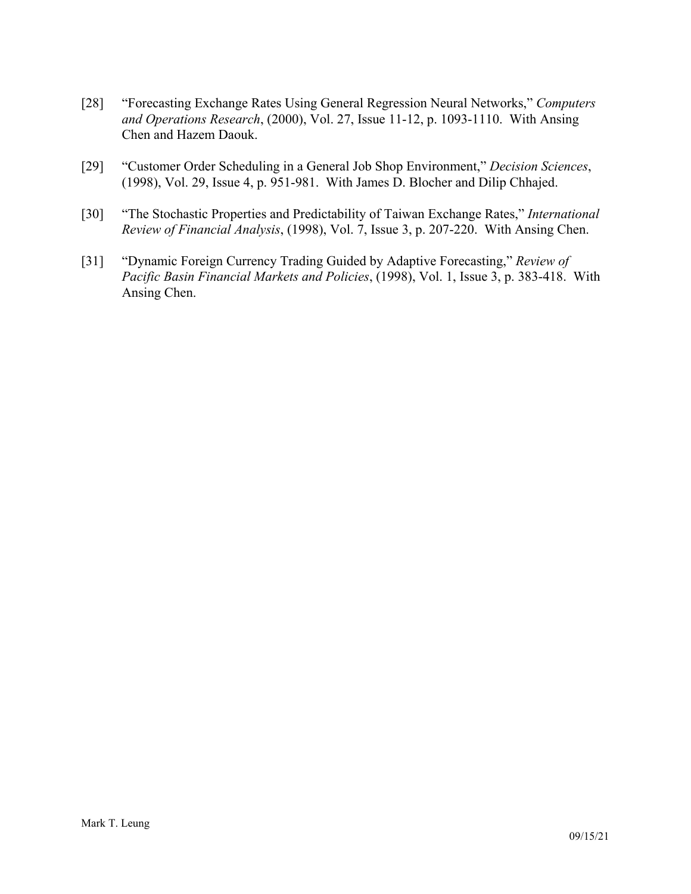[28] "Forecasting Exchange Rates Using General Regression Neural Networks," *Computers and Operations Research*, (2000), Vol. 27, Issue 11-12, p. 1093-1110. With Ansing Chen and Hazem Daouk.

[29] "Customer Order Scheduling in a General Job Shop Environment," *Decision Sciences*, (1998), Vol. 29, Issue 4, p. 951-981. With James D. Blocher and Dilip Chhajed.

[30] "The Stochastic Properties and Predictability of Taiwan Exchange Rates," *International Review of Financial Analysis*, (1998), Vol. 7, Issue 3, p. 207-220. With Ansing Chen.

[31] "Dynamic Foreign Currency Trading Guided by Adaptive Forecasting," *Review of Pacific Basin Financial Markets and Policies*, (1998), Vol. 1, Issue 3, p. 383-418. With Ansing Chen.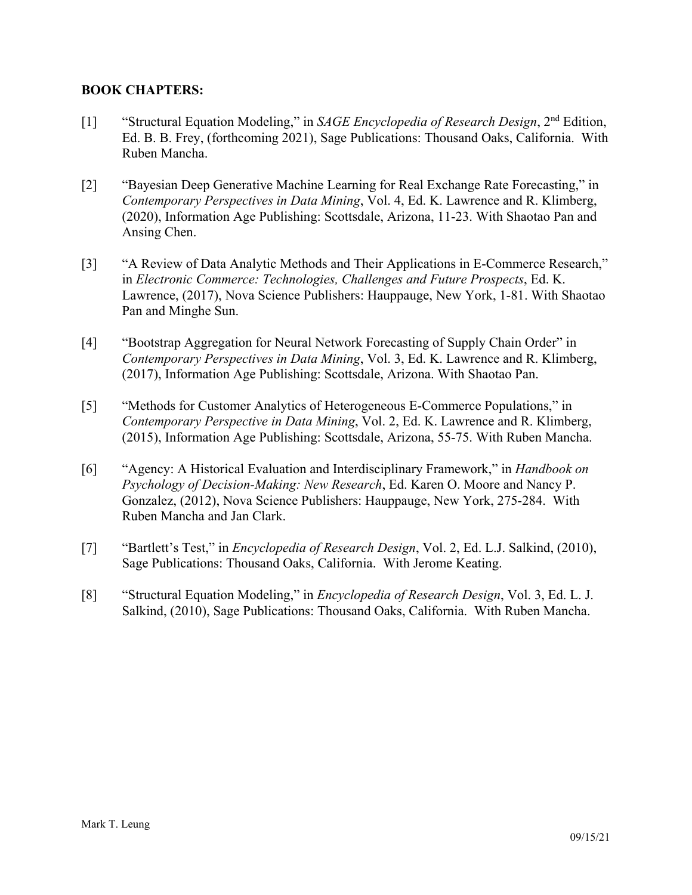**BOOK CHAPTERS:**

[1] "Structural Equation Modeling," in *SAGE Encyclopedia of Research Design*, 2nd Edition, Ed. B. B. Frey, (forthcoming 2021), Sage Publications: Thousand Oaks, California. With Ruben Mancha.

[2] "Bayesian Deep Generative Machine Learning for Real Exchange Rate Forecasting," in *Contemporary Perspectives in Data Mining*, Vol. 4, Ed. K. Lawrence and R. Klimberg, (2020), Information Age Publishing: Scottsdale, Arizona, 11-23. With Shaotao Pan and Ansing Chen.

[3] "A Review of Data Analytic Methods and Their Applications in E-Commerce Research," in *Electronic Commerce: Technologies, Challenges and Future Prospects*, Ed. K. Lawrence, (2017), Nova Science Publishers: Hauppauge, New York, 1-81. With Shaotao Pan and Minghe Sun.

[4] "Bootstrap Aggregation for Neural Network Forecasting of Supply Chain Order" in *Contemporary Perspectives in Data Mining*, Vol. 3, Ed. K. Lawrence and R. Klimberg, (2017), Information Age Publishing: Scottsdale, Arizona. With Shaotao Pan.

[5] "Methods for Customer Analytics of Heterogeneous E-Commerce Populations," in *Contemporary Perspective in Data Mining*, Vol. 2, Ed. K. Lawrence and R. Klimberg, (2015), Information Age Publishing: Scottsdale, Arizona, 55-75. With Ruben Mancha.

[6] "Agency: A Historical Evaluation and Interdisciplinary Framework," in *Handbook on Psychology of Decision-Making: New Research*, Ed. Karen O. Moore and Nancy P. Gonzalez, (2012), Nova Science Publishers: Hauppauge, New York, 275-284. With Ruben Mancha and Jan Clark.

[7] "Bartlett's Test," in *Encyclopedia of Research Design*, Vol. 2, Ed. L.J. Salkind, (2010), Sage Publications: Thousand Oaks, California. With Jerome Keating.

[8] "Structural Equation Modeling," in *Encyclopedia of Research Design*, Vol. 3, Ed. L. J. Salkind, (2010), Sage Publications: Thousand Oaks, California. With Ruben Mancha.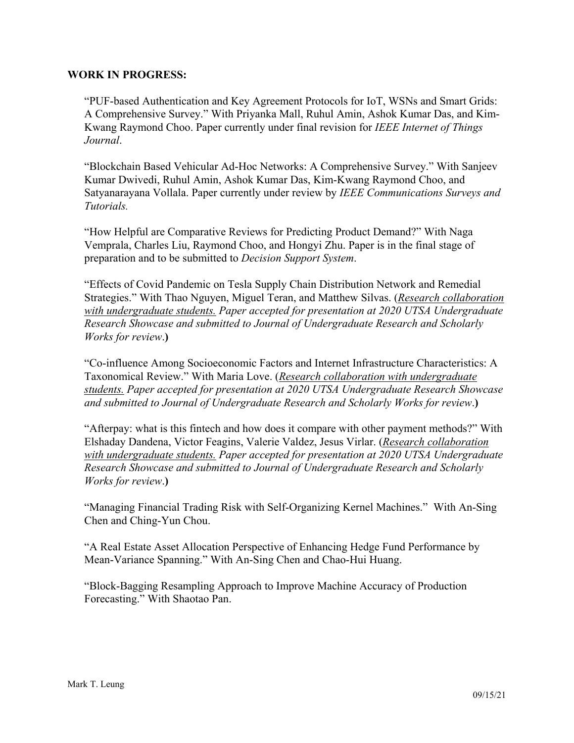**WORK IN PROGRESS:**

"PUF-based Authentication and Key Agreement Protocols for IoT, WSNs and Smart Grids: A Comprehensive Survey." With Priyanka Mall, Ruhul Amin, Ashok Kumar Das, and Kim-Kwang Raymond Choo. Paper currently under final revision for *IEEE Internet of Things Journal*.

"Blockchain Based Vehicular Ad-Hoc Networks: A Comprehensive Survey." With Sanjeev Kumar Dwivedi, Ruhul Amin, Ashok Kumar Das, Kim-Kwang Raymond Choo, and Satyanarayana Vollala. Paper currently under review by *IEEE Communications Surveys and Tutorials.*

"How Helpful are Comparative Reviews for Predicting Product Demand?" With Naga Vemprala, Charles Liu, Raymond Choo, and Hongyi Zhu. Paper is in the final stage of preparation and to be submitted to *Decision Support System*.

"Effects of Covid Pandemic on Tesla Supply Chain Distribution Network and Remedial Strategies." With Thao Nguyen, Miguel Teran, and Matthew Silvas. (*Research collaboration with undergraduate students. Paper accepted for presentation at 2020 UTSA Undergraduate Research Showcase and submitted to Journal of Undergraduate Research and Scholarly Works for review*.**)**

"Co-influence Among Socioeconomic Factors and Internet Infrastructure Characteristics: A Taxonomical Review." With Maria Love. (*Research collaboration with undergraduate students. Paper accepted for presentation at 2020 UTSA Undergraduate Research Showcase and submitted to Journal of Undergraduate Research and Scholarly Works for review*.**)**

"Afterpay: what is this fintech and how does it compare with other payment methods?" With Elshaday Dandena, Victor Feagins, Valerie Valdez, Jesus Virlar. (*Research collaboration with undergraduate students. Paper accepted for presentation at 2020 UTSA Undergraduate Research Showcase and submitted to Journal of Undergraduate Research and Scholarly Works for review*.**)**

"Managing Financial Trading Risk with Self-Organizing Kernel Machines." With An-Sing Chen and Ching-Yun Chou.

"A Real Estate Asset Allocation Perspective of Enhancing Hedge Fund Performance by Mean-Variance Spanning." With An-Sing Chen and Chao-Hui Huang.

"Block-Bagging Resampling Approach to Improve Machine Accuracy of Production Forecasting." With Shaotao Pan.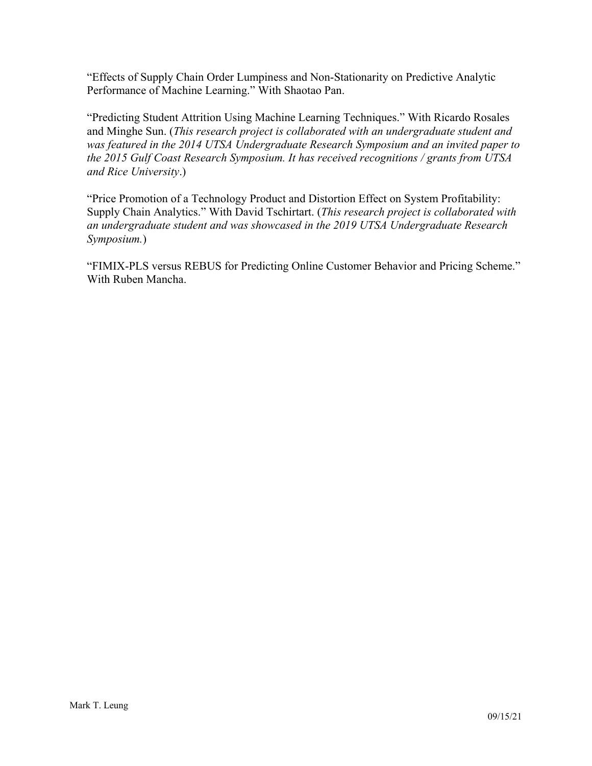"Effects of Supply Chain Order Lumpiness and Non-Stationarity on Predictive Analytic Performance of Machine Learning." With Shaotao Pan.

"Predicting Student Attrition Using Machine Learning Techniques." With Ricardo Rosales and Minghe Sun. (*This research project is collaborated with an undergraduate student and was featured in the 2014 UTSA Undergraduate Research Symposium and an invited paper to the 2015 Gulf Coast Research Symposium. It has received recognitions / grants from UTSA and Rice University*.)

"Price Promotion of a Technology Product and Distortion Effect on System Profitability: Supply Chain Analytics." With David Tschirtart. (*This research project is collaborated with an undergraduate student and was showcased in the 2019 UTSA Undergraduate Research Symposium.*)

"FIMIX-PLS versus REBUS for Predicting Online Customer Behavior and Pricing Scheme." With Ruben Mancha.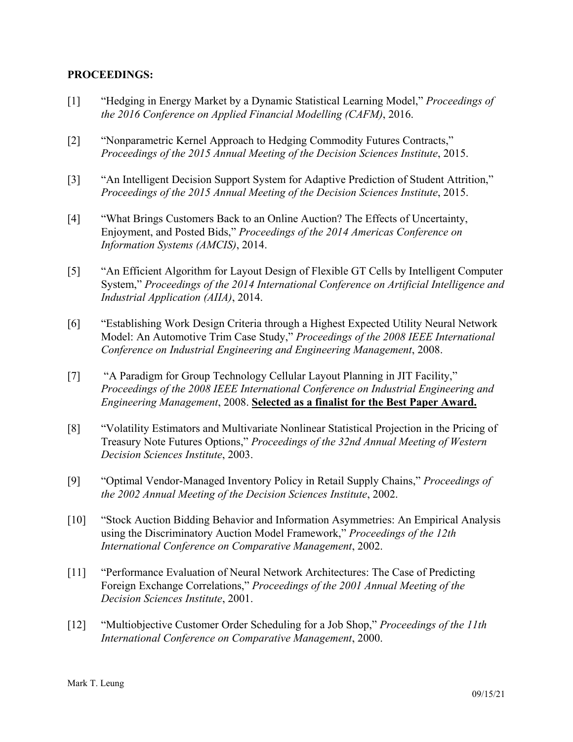**PROCEEDINGS:**

[1] "Hedging in Energy Market by a Dynamic Statistical Learning Model," *Proceedings of the 2016 Conference on Applied Financial Modelling (CAFM)*, 2016.

[2] "Nonparametric Kernel Approach to Hedging Commodity Futures Contracts," *Proceedings of the 2015 Annual Meeting of the Decision Sciences Institute*, 2015.

[3] "An Intelligent Decision Support System for Adaptive Prediction of Student Attrition," *Proceedings of the 2015 Annual Meeting of the Decision Sciences Institute*, 2015.

[4] "What Brings Customers Back to an Online Auction? The Effects of Uncertainty, Enjoyment, and Posted Bids," *Proceedings of the 2014 Americas Conference on Information Systems (AMCIS)*, 2014.

[5] "An Efficient Algorithm for Layout Design of Flexible GT Cells by Intelligent Computer System," *Proceedings of the 2014 International Conference on Artificial Intelligence and Industrial Application (AIIA)*, 2014.

[6] "Establishing Work Design Criteria through a Highest Expected Utility Neural Network Model: An Automotive Trim Case Study," *Proceedings of the 2008 IEEE International Conference on Industrial Engineering and Engineering Management*, 2008.

[7] "A Paradigm for Group Technology Cellular Layout Planning in JIT Facility," *Proceedings of the 2008 IEEE International Conference on Industrial Engineering and Engineering Management*, 2008. **Selected as a finalist for the Best Paper Award.**

[8] "Volatility Estimators and Multivariate Nonlinear Statistical Projection in the Pricing of Treasury Note Futures Options," *Proceedings of the 32nd Annual Meeting of Western Decision Sciences Institute*, 2003.

[9] "Optimal Vendor-Managed Inventory Policy in Retail Supply Chains," *Proceedings of the 2002 Annual Meeting of the Decision Sciences Institute*, 2002.

[10] "Stock Auction Bidding Behavior and Information Asymmetries: An Empirical Analysis using the Discriminatory Auction Model Framework," *Proceedings of the 12th International Conference on Comparative Management*, 2002.

[11] "Performance Evaluation of Neural Network Architectures: The Case of Predicting Foreign Exchange Correlations," *Proceedings of the 2001 Annual Meeting of the Decision Sciences Institute*, 2001.

[12] "Multiobjective Customer Order Scheduling for a Job Shop," *Proceedings of the 11th International Conference on Comparative Management*, 2000.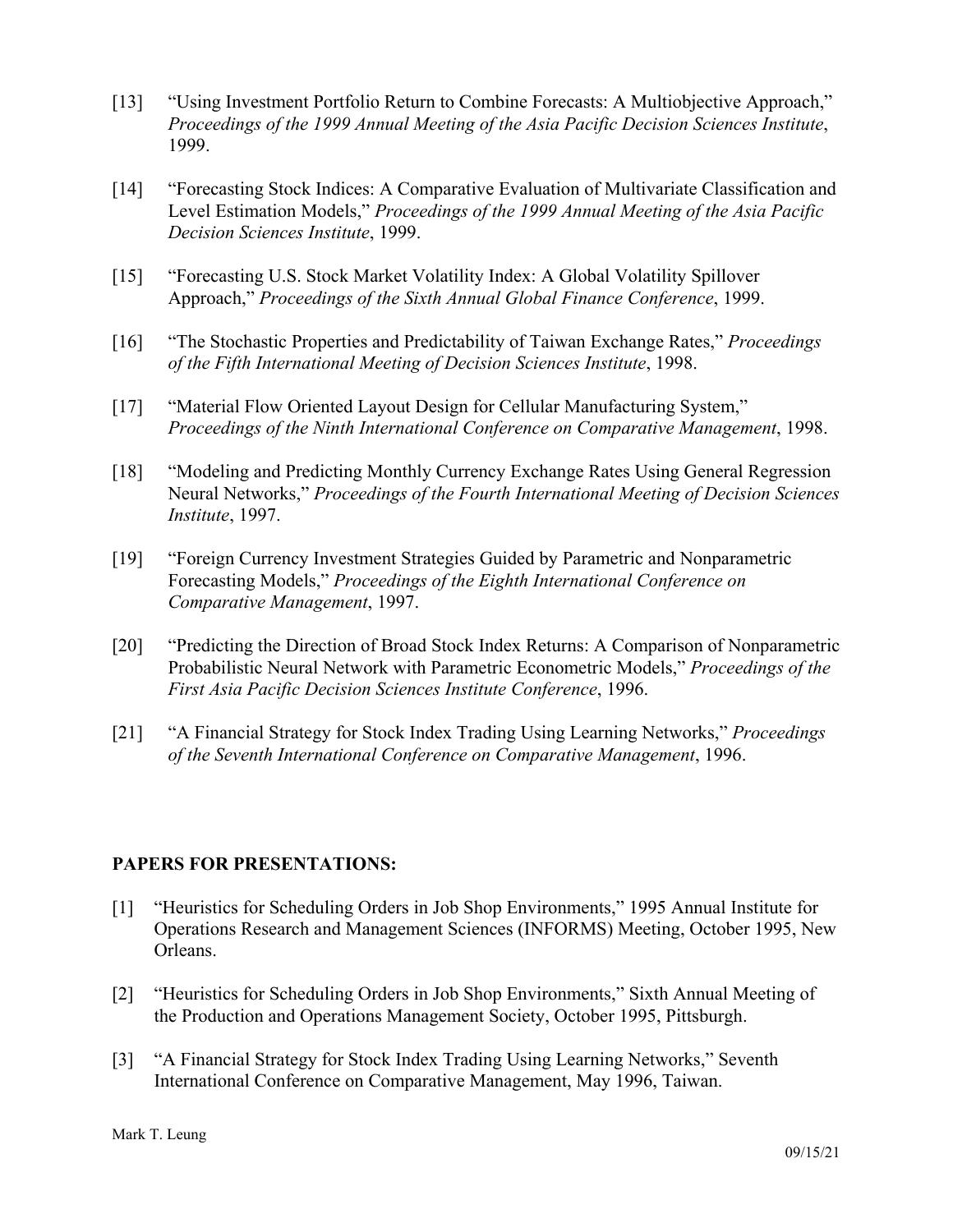[13] "Using Investment Portfolio Return to Combine Forecasts: A Multiobjective Approach," *Proceedings of the 1999 Annual Meeting of the Asia Pacific Decision Sciences Institute*, 1999.

[14] "Forecasting Stock Indices: A Comparative Evaluation of Multivariate Classification and Level Estimation Models," *Proceedings of the 1999 Annual Meeting of the Asia Pacific Decision Sciences Institute*, 1999.

[15] "Forecasting U.S. Stock Market Volatility Index: A Global Volatility Spillover Approach," *Proceedings of the Sixth Annual Global Finance Conference*, 1999.

[16] "The Stochastic Properties and Predictability of Taiwan Exchange Rates," *Proceedings of the Fifth International Meeting of Decision Sciences Institute*, 1998.

[17] "Material Flow Oriented Layout Design for Cellular Manufacturing System," *Proceedings of the Ninth International Conference on Comparative Management*, 1998.

[18] "Modeling and Predicting Monthly Currency Exchange Rates Using General Regression Neural Networks," *Proceedings of the Fourth International Meeting of Decision Sciences Institute*, 1997.

[19] "Foreign Currency Investment Strategies Guided by Parametric and Nonparametric Forecasting Models," *Proceedings of the Eighth International Conference on Comparative Management*, 1997.

[20] "Predicting the Direction of Broad Stock Index Returns: A Comparison of Nonparametric Probabilistic Neural Network with Parametric Econometric Models," *Proceedings of the First Asia Pacific Decision Sciences Institute Conference*, 1996.

[21] "A Financial Strategy for Stock Index Trading Using Learning Networks," *Proceedings of the Seventh International Conference on Comparative Management*, 1996.

## PAPERS FOR PRESENTATIONS:

[1] "Heuristics for Scheduling Orders in Job Shop Environments," 1995 Annual Institute for Operations Research and Management Sciences (INFORMS) Meeting, October 1995, New Orleans.

[2] "Heuristics for Scheduling Orders in Job Shop Environments," Sixth Annual Meeting of the Production and Operations Management Society, October 1995, Pittsburgh.

[3] "A Financial Strategy for Stock Index Trading Using Learning Networks," Seventh International Conference on Comparative Management, May 1996, Taiwan.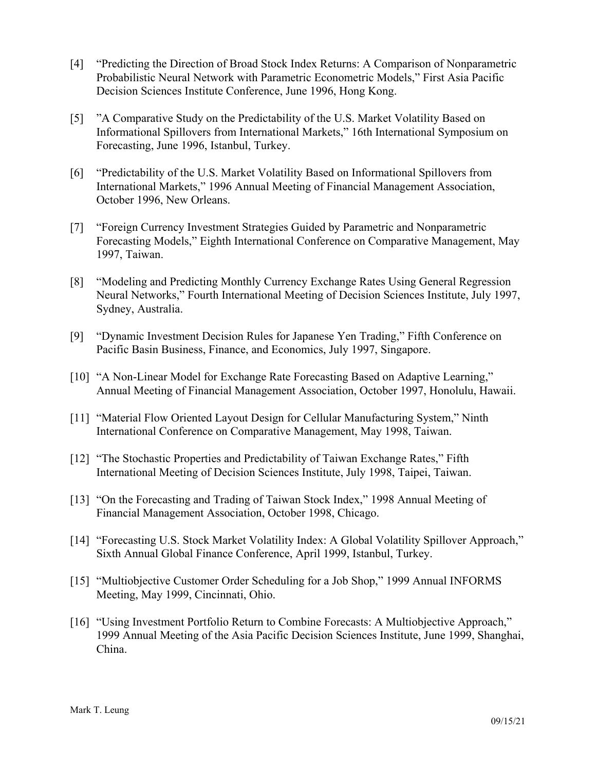[4] "Predicting the Direction of Broad Stock Index Returns: A Comparison of Nonparametric Probabilistic Neural Network with Parametric Econometric Models," First Asia Pacific Decision Sciences Institute Conference, June 1996, Hong Kong.

[5] "A Comparative Study on the Predictability of the U.S. Market Volatility Based on Informational Spillovers from International Markets," 16th International Symposium on Forecasting, June 1996, Istanbul, Turkey.

[6] "Predictability of the U.S. Market Volatility Based on Informational Spillovers from International Markets," 1996 Annual Meeting of Financial Management Association, October 1996, New Orleans.

[7] "Foreign Currency Investment Strategies Guided by Parametric and Nonparametric Forecasting Models," Eighth International Conference on Comparative Management, May 1997, Taiwan.

[8] "Modeling and Predicting Monthly Currency Exchange Rates Using General Regression Neural Networks," Fourth International Meeting of Decision Sciences Institute, July 1997, Sydney, Australia.

[9] "Dynamic Investment Decision Rules for Japanese Yen Trading," Fifth Conference on Pacific Basin Business, Finance, and Economics, July 1997, Singapore.

[10] "A Non-Linear Model for Exchange Rate Forecasting Based on Adaptive Learning," Annual Meeting of Financial Management Association, October 1997, Honolulu, Hawaii.

[11] "Material Flow Oriented Layout Design for Cellular Manufacturing System," Ninth International Conference on Comparative Management, May 1998, Taiwan.

[12] "The Stochastic Properties and Predictability of Taiwan Exchange Rates," Fifth International Meeting of Decision Sciences Institute, July 1998, Taipei, Taiwan.

[13] "On the Forecasting and Trading of Taiwan Stock Index," 1998 Annual Meeting of Financial Management Association, October 1998, Chicago.

[14] "Forecasting U.S. Stock Market Volatility Index: A Global Volatility Spillover Approach," Sixth Annual Global Finance Conference, April 1999, Istanbul, Turkey.

[15] "Multiobjective Customer Order Scheduling for a Job Shop," 1999 Annual INFORMS Meeting, May 1999, Cincinnati, Ohio.

[16] "Using Investment Portfolio Return to Combine Forecasts: A Multiobjective Approach," 1999 Annual Meeting of the Asia Pacific Decision Sciences Institute, June 1999, Shanghai, China.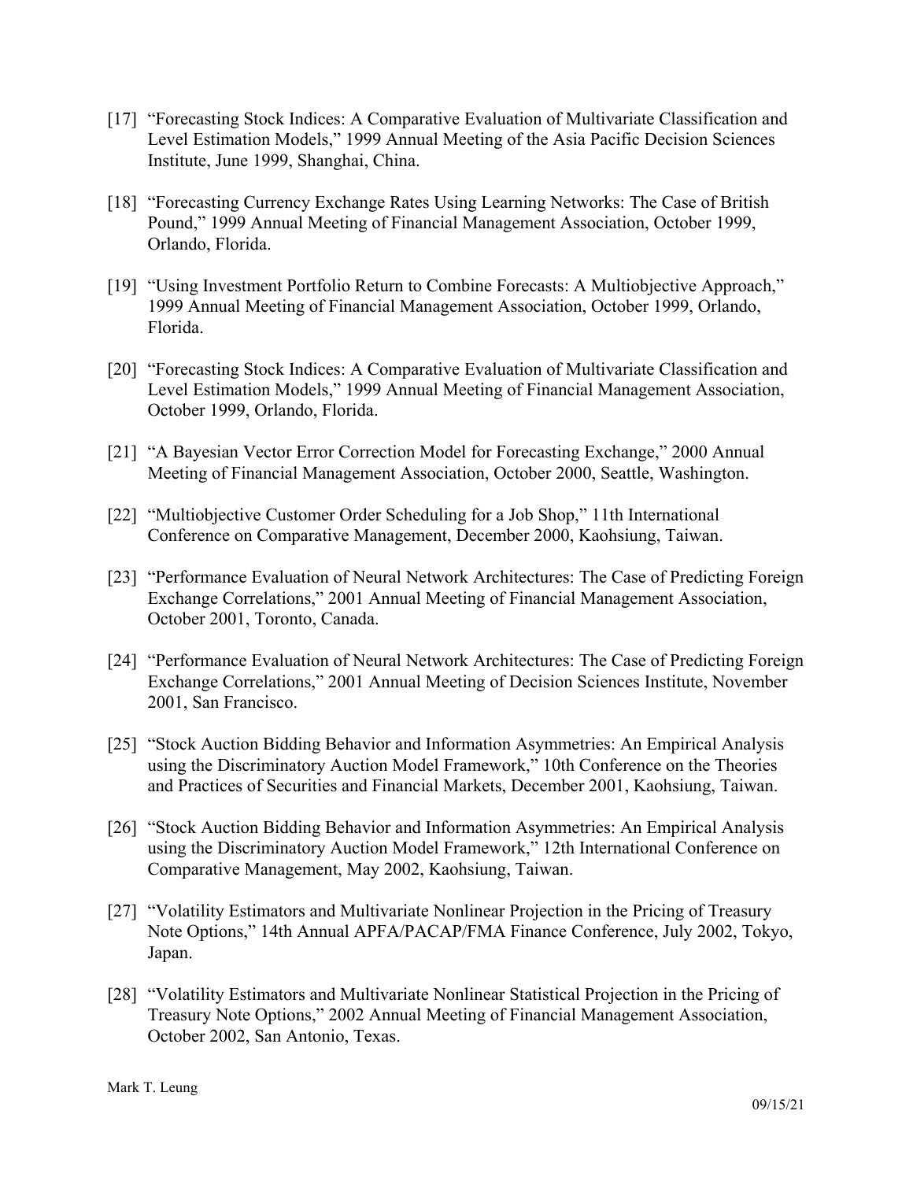[17] "Forecasting Stock Indices: A Comparative Evaluation of Multivariate Classification and Level Estimation Models," 1999 Annual Meeting of the Asia Pacific Decision Sciences Institute, June 1999, Shanghai, China.

[18] "Forecasting Currency Exchange Rates Using Learning Networks: The Case of British Pound," 1999 Annual Meeting of Financial Management Association, October 1999, Orlando, Florida.

[19] "Using Investment Portfolio Return to Combine Forecasts: A Multiobjective Approach," 1999 Annual Meeting of Financial Management Association, October 1999, Orlando, Florida.

[20] "Forecasting Stock Indices: A Comparative Evaluation of Multivariate Classification and Level Estimation Models," 1999 Annual Meeting of Financial Management Association, October 1999, Orlando, Florida.

[21] "A Bayesian Vector Error Correction Model for Forecasting Exchange," 2000 Annual Meeting of Financial Management Association, October 2000, Seattle, Washington.

[22] "Multiobjective Customer Order Scheduling for a Job Shop," 11th International Conference on Comparative Management, December 2000, Kaohsiung, Taiwan.

[23] "Performance Evaluation of Neural Network Architectures: The Case of Predicting Foreign Exchange Correlations," 2001 Annual Meeting of Financial Management Association, October 2001, Toronto, Canada.

[24] "Performance Evaluation of Neural Network Architectures: The Case of Predicting Foreign Exchange Correlations," 2001 Annual Meeting of Decision Sciences Institute, November 2001, San Francisco.

[25] "Stock Auction Bidding Behavior and Information Asymmetries: An Empirical Analysis using the Discriminatory Auction Model Framework," 10th Conference on the Theories and Practices of Securities and Financial Markets, December 2001, Kaohsiung, Taiwan.

[26] "Stock Auction Bidding Behavior and Information Asymmetries: An Empirical Analysis using the Discriminatory Auction Model Framework," 12th International Conference on Comparative Management, May 2002, Kaohsiung, Taiwan.

[27] "Volatility Estimators and Multivariate Nonlinear Projection in the Pricing of Treasury Note Options," 14th Annual APFA/PACAP/FMA Finance Conference, July 2002, Tokyo, Japan.

[28] "Volatility Estimators and Multivariate Nonlinear Statistical Projection in the Pricing of Treasury Note Options," 2002 Annual Meeting of Financial Management Association, October 2002, San Antonio, Texas.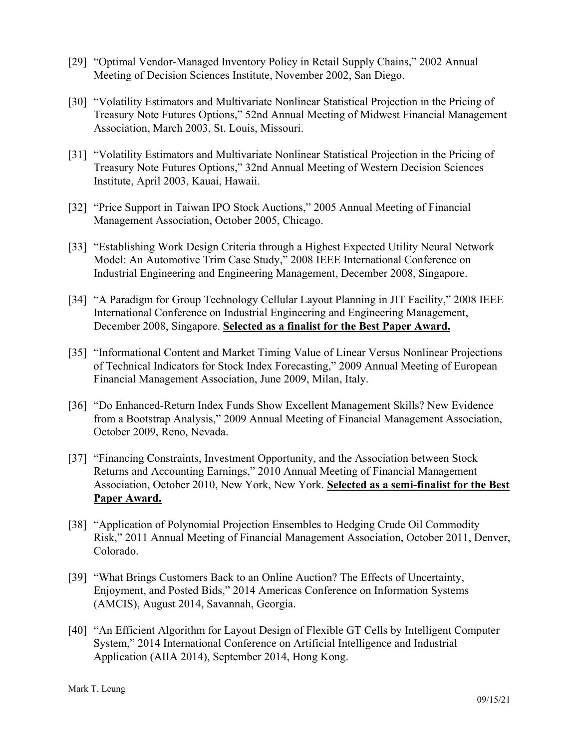[29] "Optimal Vendor-Managed Inventory Policy in Retail Supply Chains," 2002 Annual Meeting of Decision Sciences Institute, November 2002, San Diego.

[30] "Volatility Estimators and Multivariate Nonlinear Statistical Projection in the Pricing of Treasury Note Futures Options," 52nd Annual Meeting of Midwest Financial Management Association, March 2003, St. Louis, Missouri.

[31] "Volatility Estimators and Multivariate Nonlinear Statistical Projection in the Pricing of Treasury Note Futures Options," 32nd Annual Meeting of Western Decision Sciences Institute, April 2003, Kauai, Hawaii.

[32] "Price Support in Taiwan IPO Stock Auctions," 2005 Annual Meeting of Financial Management Association, October 2005, Chicago.

[33] "Establishing Work Design Criteria through a Highest Expected Utility Neural Network Model: An Automotive Trim Case Study," 2008 IEEE International Conference on Industrial Engineering and Engineering Management, December 2008, Singapore.

[34] "A Paradigm for Group Technology Cellular Layout Planning in JIT Facility," 2008 IEEE International Conference on Industrial Engineering and Engineering Management, December 2008, Singapore. **Selected as a finalist for the Best Paper Award.**

[35] "Informational Content and Market Timing Value of Linear Versus Nonlinear Projections of Technical Indicators for Stock Index Forecasting," 2009 Annual Meeting of European Financial Management Association, June 2009, Milan, Italy.

[36] "Do Enhanced-Return Index Funds Show Excellent Management Skills? New Evidence from a Bootstrap Analysis," 2009 Annual Meeting of Financial Management Association, October 2009, Reno, Nevada.

[37] "Financing Constraints, Investment Opportunity, and the Association between Stock Returns and Accounting Earnings," 2010 Annual Meeting of Financial Management Association, October 2010, New York, New York. **Selected as a semi-finalist for the Best Paper Award.**

[38] "Application of Polynomial Projection Ensembles to Hedging Crude Oil Commodity Risk," 2011 Annual Meeting of Financial Management Association, October 2011, Denver, Colorado.

[39] "What Brings Customers Back to an Online Auction? The Effects of Uncertainty, Enjoyment, and Posted Bids," 2014 Americas Conference on Information Systems (AMCIS), August 2014, Savannah, Georgia.

[40] "An Efficient Algorithm for Layout Design of Flexible GT Cells by Intelligent Computer System," 2014 International Conference on Artificial Intelligence and Industrial Application (AIIA 2014), September 2014, Hong Kong.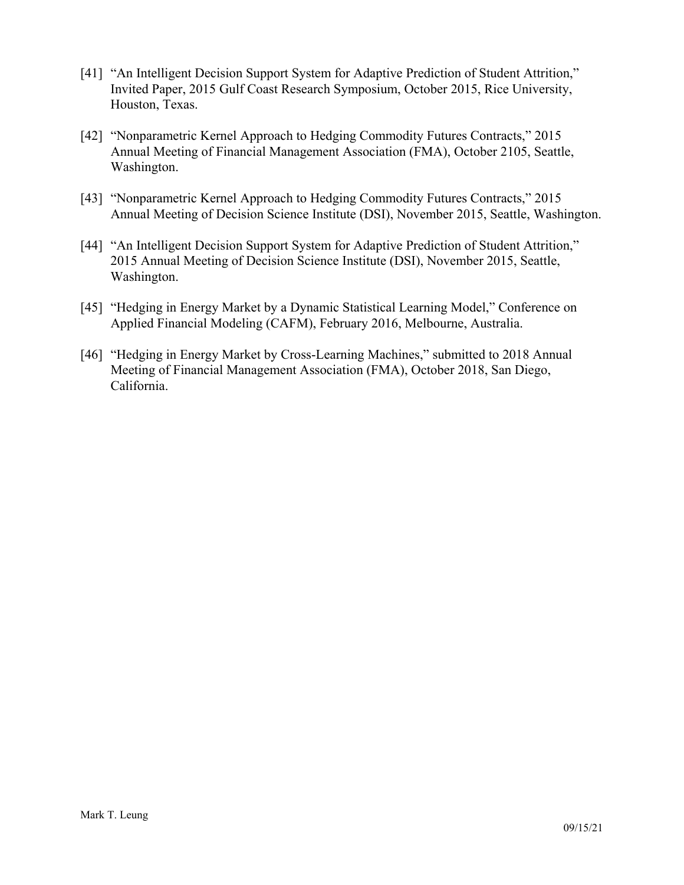[41] "An Intelligent Decision Support System for Adaptive Prediction of Student Attrition," Invited Paper, 2015 Gulf Coast Research Symposium, October 2015, Rice University, Houston, Texas.

[42] "Nonparametric Kernel Approach to Hedging Commodity Futures Contracts," 2015 Annual Meeting of Financial Management Association (FMA), October 2105, Seattle, Washington.

[43] "Nonparametric Kernel Approach to Hedging Commodity Futures Contracts," 2015 Annual Meeting of Decision Science Institute (DSI), November 2015, Seattle, Washington.

[44] "An Intelligent Decision Support System for Adaptive Prediction of Student Attrition," 2015 Annual Meeting of Decision Science Institute (DSI), November 2015, Seattle, Washington.

[45] "Hedging in Energy Market by a Dynamic Statistical Learning Model," Conference on Applied Financial Modeling (CAFM), February 2016, Melbourne, Australia.

[46] "Hedging in Energy Market by Cross-Learning Machines," submitted to 2018 Annual Meeting of Financial Management Association (FMA), October 2018, San Diego, California.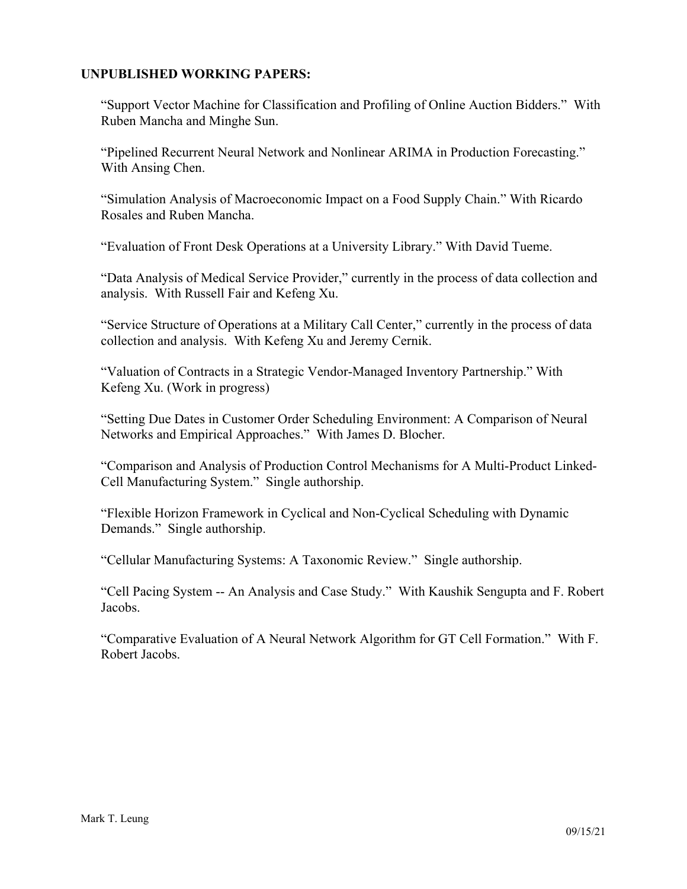**UNPUBLISHED WORKING PAPERS:**

"Support Vector Machine for Classification and Profiling of Online Auction Bidders." With Ruben Mancha and Minghe Sun.

"Pipelined Recurrent Neural Network and Nonlinear ARIMA in Production Forecasting." With Ansing Chen.

"Simulation Analysis of Macroeconomic Impact on a Food Supply Chain." With Ricardo Rosales and Ruben Mancha.

"Evaluation of Front Desk Operations at a University Library." With David Tueme.

"Data Analysis of Medical Service Provider," currently in the process of data collection and analysis. With Russell Fair and Kefeng Xu.

"Service Structure of Operations at a Military Call Center," currently in the process of data collection and analysis. With Kefeng Xu and Jeremy Cernik.

"Valuation of Contracts in a Strategic Vendor-Managed Inventory Partnership." With Kefeng Xu. (Work in progress)

"Setting Due Dates in Customer Order Scheduling Environment: A Comparison of Neural Networks and Empirical Approaches." With James D. Blocher.

"Comparison and Analysis of Production Control Mechanisms for A Multi-Product Linked-Cell Manufacturing System." Single authorship.

"Flexible Horizon Framework in Cyclical and Non-Cyclical Scheduling with Dynamic Demands." Single authorship.

"Cellular Manufacturing Systems: A Taxonomic Review." Single authorship.

"Cell Pacing System -- An Analysis and Case Study." With Kaushik Sengupta and F. Robert Jacobs.

"Comparative Evaluation of A Neural Network Algorithm for GT Cell Formation." With F. Robert Jacobs.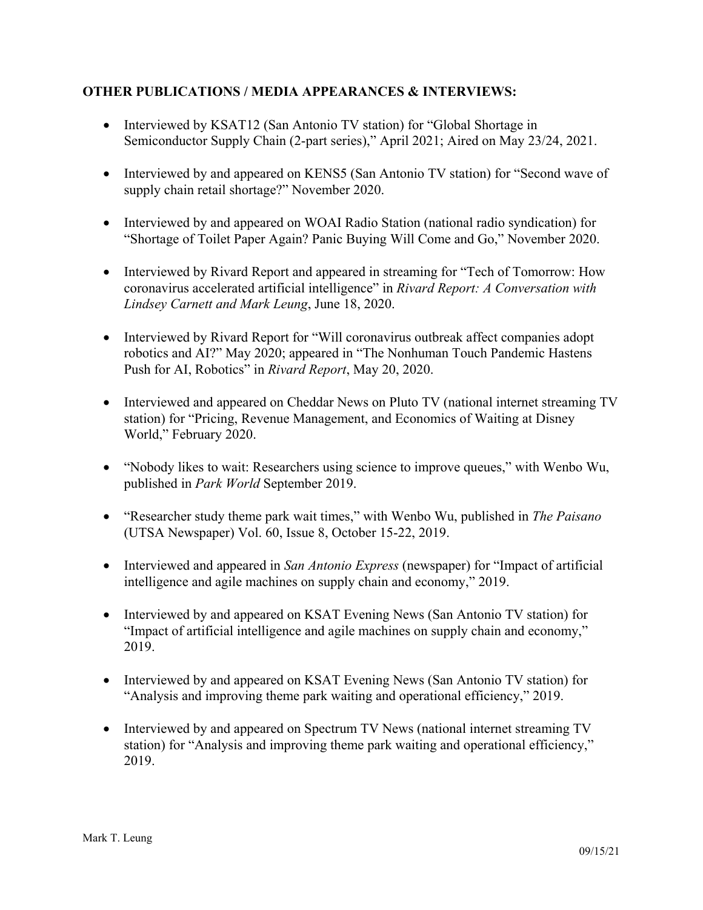**OTHER PUBLICATIONS / MEDIA APPEARANCES & INTERVIEWS:**

- Interviewed by KSAT12 (San Antonio TV station) for "Global Shortage in Semiconductor Supply Chain (2-part series)," April 2021; Aired on May 23/24, 2021.

- Interviewed by and appeared on KENS5 (San Antonio TV station) for "Second wave of supply chain retail shortage?" November 2020.

- Interviewed by and appeared on WOAI Radio Station (national radio syndication) for "Shortage of Toilet Paper Again? Panic Buying Will Come and Go," November 2020.

- Interviewed by Rivard Report and appeared in streaming for "Tech of Tomorrow: How coronavirus accelerated artificial intelligence" in *Rivard Report: A Conversation with Lindsey Carnett and Mark Leung*, June 18, 2020.

- Interviewed by Rivard Report for "Will coronavirus outbreak affect companies adopt robotics and AI?" May 2020; appeared in "The Nonhuman Touch Pandemic Hastens Push for AI, Robotics" in *Rivard Report*, May 20, 2020.

- Interviewed and appeared on Cheddar News on Pluto TV (national internet streaming TV station) for "Pricing, Revenue Management, and Economics of Waiting at Disney World," February 2020.

- "Nobody likes to wait: Researchers using science to improve queues," with Wenbo Wu, published in *Park World* September 2019.

- "Researcher study theme park wait times," with Wenbo Wu, published in *The Paisano* (UTSA Newspaper) Vol. 60, Issue 8, October 15-22, 2019.

- Interviewed and appeared in *San Antonio Express* (newspaper) for "Impact of artificial intelligence and agile machines on supply chain and economy," 2019.

- Interviewed by and appeared on KSAT Evening News (San Antonio TV station) for "Impact of artificial intelligence and agile machines on supply chain and economy," 2019.

- Interviewed by and appeared on KSAT Evening News (San Antonio TV station) for "Analysis and improving theme park waiting and operational efficiency," 2019.

- Interviewed by and appeared on Spectrum TV News (national internet streaming TV station) for "Analysis and improving theme park waiting and operational efficiency," 2019.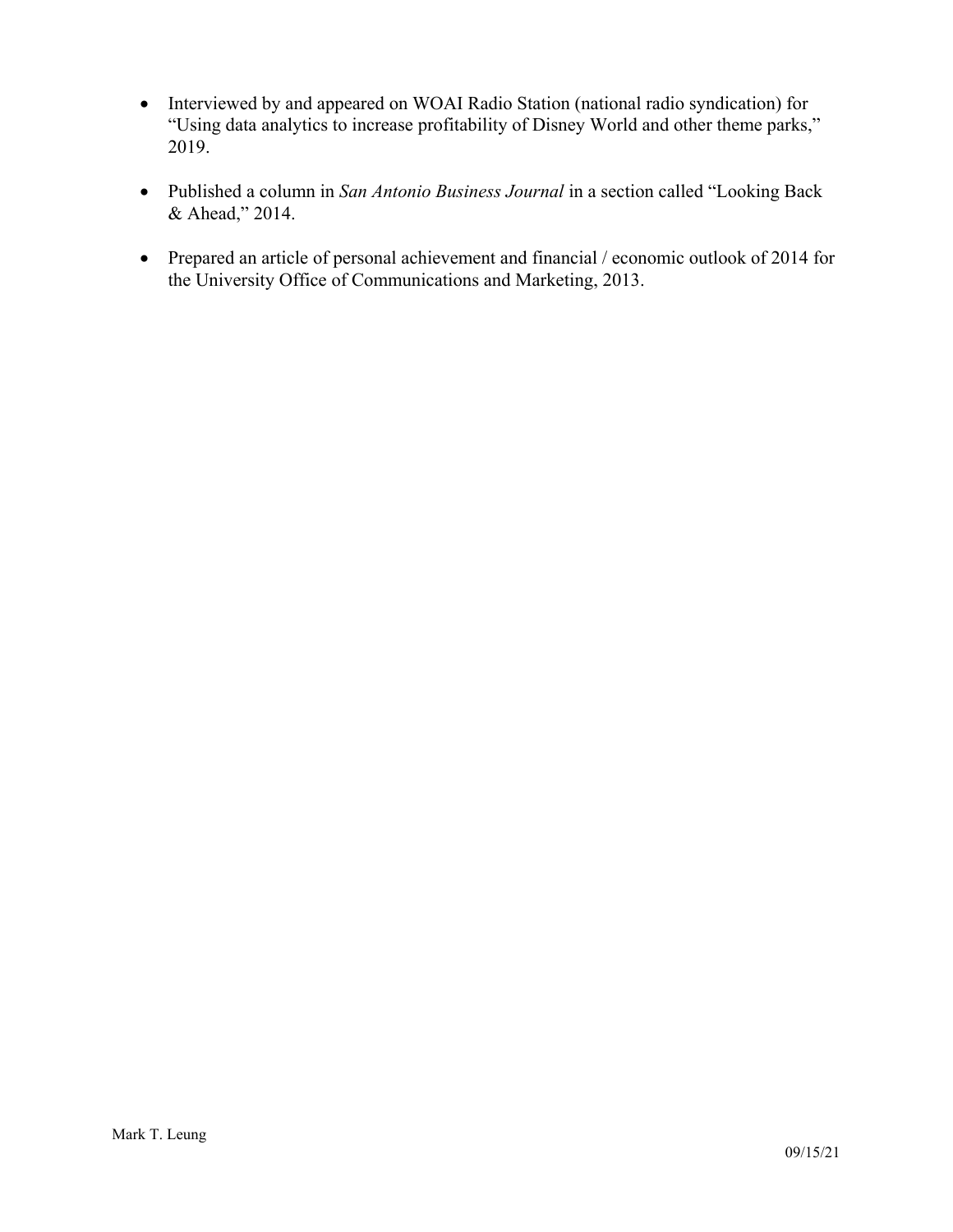- Interviewed by and appeared on WOAI Radio Station (national radio syndication) for "Using data analytics to increase profitability of Disney World and other theme parks," 2019.

- Published a column in *San Antonio Business Journal* in a section called "Looking Back & Ahead," 2014.

- Prepared an article of personal achievement and financial / economic outlook of 2014 for the University Office of Communications and Marketing, 2013.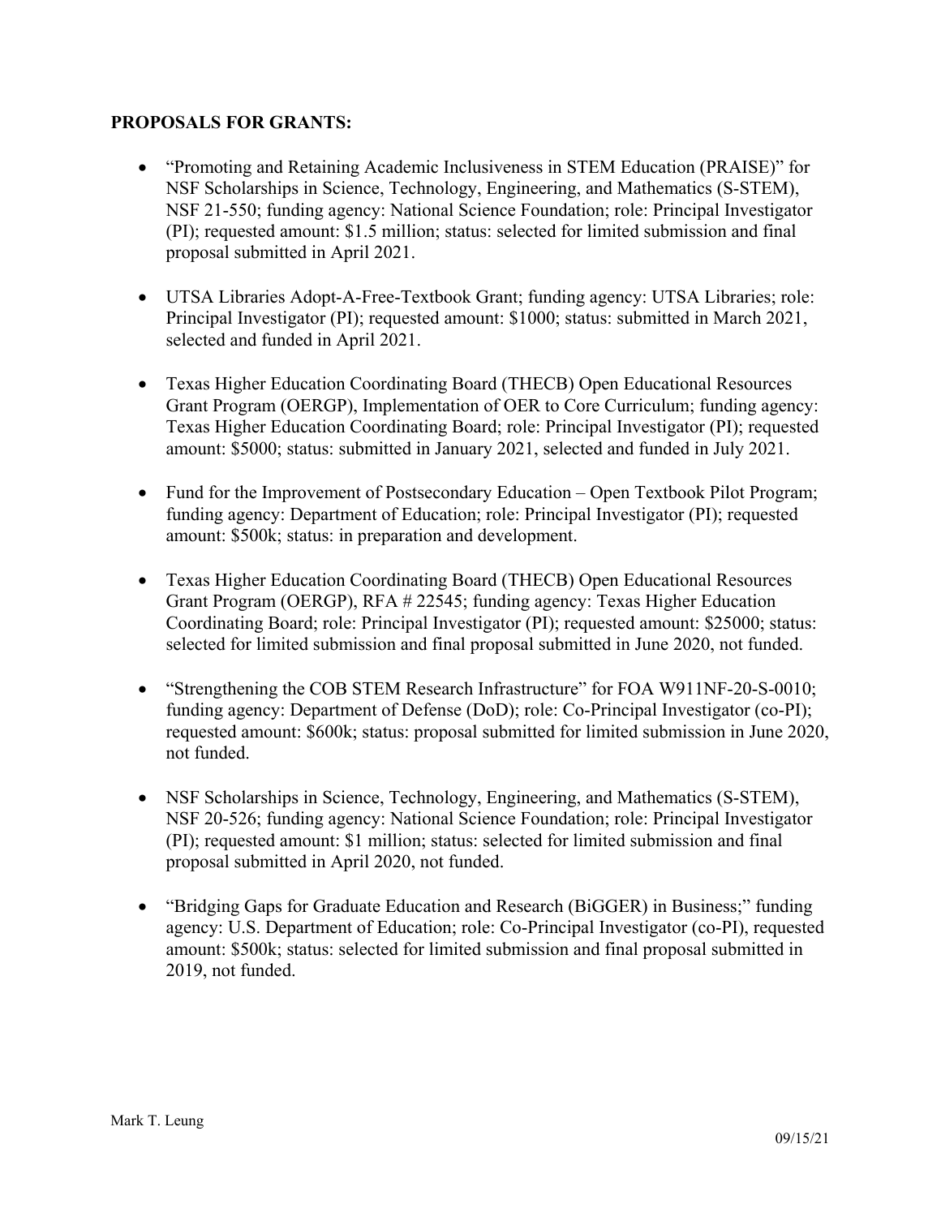**PROPOSALS FOR GRANTS:**

- "Promoting and Retaining Academic Inclusiveness in STEM Education (PRAISE)" for NSF Scholarships in Science, Technology, Engineering, and Mathematics (S-STEM), NSF 21-550; funding agency: National Science Foundation; role: Principal Investigator (PI); requested amount: $1.5 million; status: selected for limited submission and final proposal submitted in April 2021.

- UTSA Libraries Adopt-A-Free-Textbook Grant; funding agency: UTSA Libraries; role: Principal Investigator (PI); requested amount: $1000; status: submitted in March 2021, selected and funded in April 2021.

- Texas Higher Education Coordinating Board (THECB) Open Educational Resources Grant Program (OERGP), Implementation of OER to Core Curriculum; funding agency: Texas Higher Education Coordinating Board; role: Principal Investigator (PI); requested amount: $5000; status: submitted in January 2021, selected and funded in July 2021.

- Fund for the Improvement of Postsecondary Education – Open Textbook Pilot Program; funding agency: Department of Education; role: Principal Investigator (PI); requested amount: $500k; status: in preparation and development.

- Texas Higher Education Coordinating Board (THECB) Open Educational Resources Grant Program (OERGP), RFA # 22545; funding agency: Texas Higher Education Coordinating Board; role: Principal Investigator (PI); requested amount: $25000; status: selected for limited submission and final proposal submitted in June 2020, not funded.

- "Strengthening the COB STEM Research Infrastructure" for FOA W911NF-20-S-0010; funding agency: Department of Defense (DoD); role: Co-Principal Investigator (co-PI); requested amount: $600k; status: proposal submitted for limited submission in June 2020, not funded.

- NSF Scholarships in Science, Technology, Engineering, and Mathematics (S-STEM), NSF 20-526; funding agency: National Science Foundation; role: Principal Investigator (PI); requested amount: $1 million; status: selected for limited submission and final proposal submitted in April 2020, not funded.

- "Bridging Gaps for Graduate Education and Research (BiGGER) in Business;" funding agency: U.S. Department of Education; role: Co-Principal Investigator (co-PI), requested amount: $500k; status: selected for limited submission and final proposal submitted in 2019, not funded.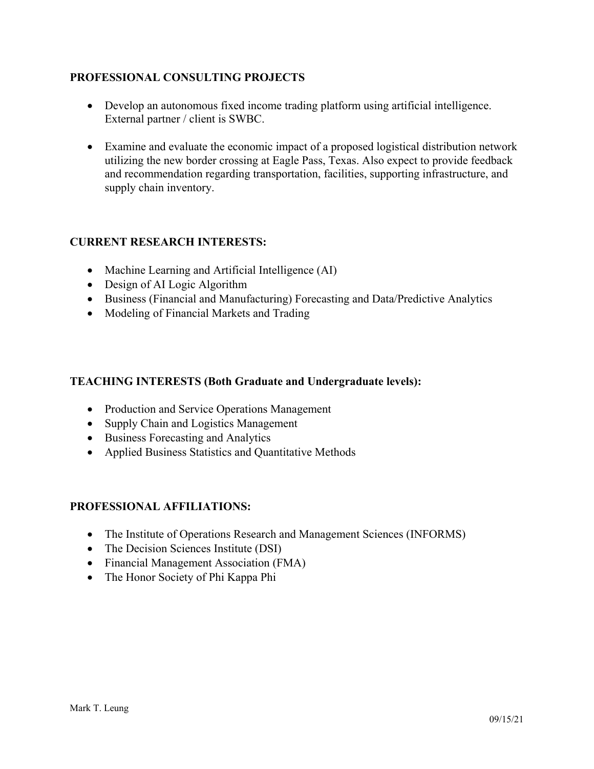## PROFESSIONAL CONSULTING PROJECTS

- Develop an autonomous fixed income trading platform using artificial intelligence. External partner / client is SWBC.

- Examine and evaluate the economic impact of a proposed logistical distribution network utilizing the new border crossing at Eagle Pass, Texas. Also expect to provide feedback and recommendation regarding transportation, facilities, supporting infrastructure, and supply chain inventory.

## CURRENT RESEARCH INTERESTS:

- Machine Learning and Artificial Intelligence (AI)
- Design of AI Logic Algorithm
- Business (Financial and Manufacturing) Forecasting and Data/Predictive Analytics
- Modeling of Financial Markets and Trading

## TEACHING INTERESTS (Both Graduate and Undergraduate levels):

- Production and Service Operations Management
- Supply Chain and Logistics Management
- Business Forecasting and Analytics
- Applied Business Statistics and Quantitative Methods

## PROFESSIONAL AFFILIATIONS:

- The Institute of Operations Research and Management Sciences (INFORMS)
- The Decision Sciences Institute (DSI)
- Financial Management Association (FMA)
- The Honor Society of Phi Kappa Phi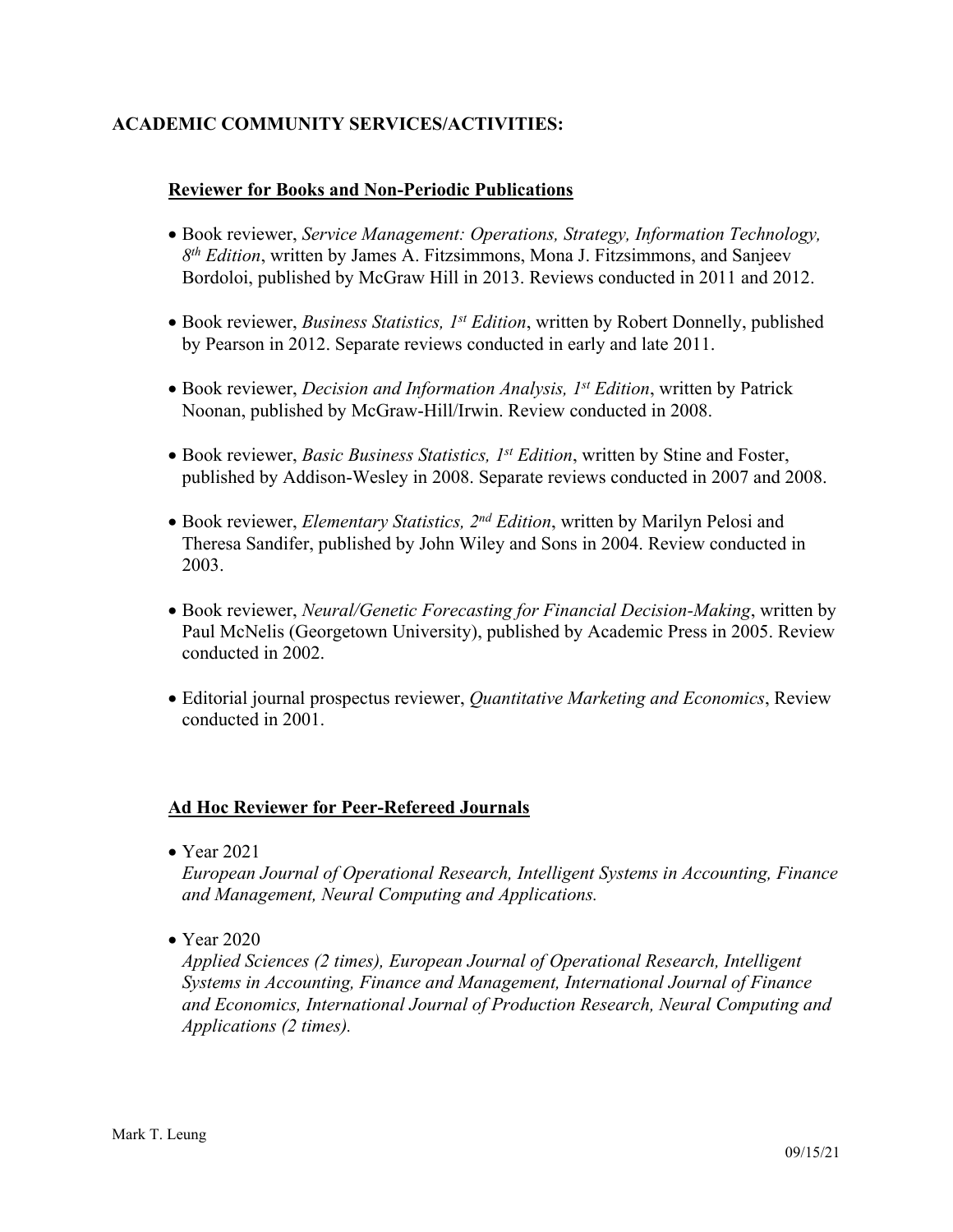## ACADEMIC COMMUNITY SERVICES/ACTIVITIES:

### Reviewer for Books and Non-Periodic Publications

- Book reviewer, *Service Management: Operations, Strategy, Information Technology, 8th Edition*, written by James A. Fitzsimmons, Mona J. Fitzsimmons, and Sanjeev Bordoloi, published by McGraw Hill in 2013. Reviews conducted in 2011 and 2012.

- Book reviewer, *Business Statistics, 1st Edition*, written by Robert Donnelly, published by Pearson in 2012. Separate reviews conducted in early and late 2011.

- Book reviewer, *Decision and Information Analysis, 1st Edition*, written by Patrick Noonan, published by McGraw-Hill/Irwin. Review conducted in 2008.

- Book reviewer, *Basic Business Statistics, 1st Edition*, written by Stine and Foster, published by Addison-Wesley in 2008. Separate reviews conducted in 2007 and 2008.

- Book reviewer, *Elementary Statistics, 2nd Edition*, written by Marilyn Pelosi and Theresa Sandifer, published by John Wiley and Sons in 2004. Review conducted in 2003.

- Book reviewer, *Neural/Genetic Forecasting for Financial Decision-Making*, written by Paul McNelis (Georgetown University), published by Academic Press in 2005. Review conducted in 2002.

- Editorial journal prospectus reviewer, *Quantitative Marketing and Economics*, Review conducted in 2001.

### Ad Hoc Reviewer for Peer-Refereed Journals

- Year 2021
  *European Journal of Operational Research, Intelligent Systems in Accounting, Finance and Management, Neural Computing and Applications.*

- Year 2020
  *Applied Sciences (2 times), European Journal of Operational Research, Intelligent Systems in Accounting, Finance and Management, International Journal of Finance and Economics, International Journal of Production Research, Neural Computing and Applications (2 times).*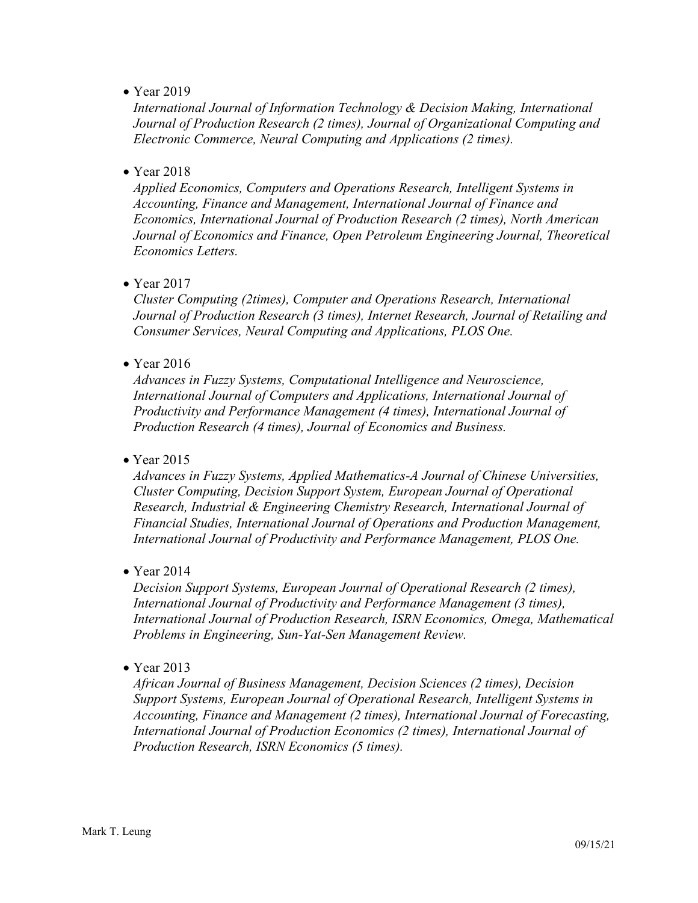- Year 2019

  *International Journal of Information Technology & Decision Making, International Journal of Production Research (2 times), Journal of Organizational Computing and Electronic Commerce, Neural Computing and Applications (2 times).*

- Year 2018

  *Applied Economics, Computers and Operations Research, Intelligent Systems in Accounting, Finance and Management, International Journal of Finance and Economics, International Journal of Production Research (2 times), North American Journal of Economics and Finance, Open Petroleum Engineering Journal, Theoretical Economics Letters.*

- Year 2017

  *Cluster Computing (2times), Computer and Operations Research, International Journal of Production Research (3 times), Internet Research, Journal of Retailing and Consumer Services, Neural Computing and Applications, PLOS One.*

- Year 2016

  *Advances in Fuzzy Systems, Computational Intelligence and Neuroscience, International Journal of Computers and Applications, International Journal of Productivity and Performance Management (4 times), International Journal of Production Research (4 times), Journal of Economics and Business.*

- Year 2015

  *Advances in Fuzzy Systems, Applied Mathematics-A Journal of Chinese Universities, Cluster Computing, Decision Support System, European Journal of Operational Research, Industrial & Engineering Chemistry Research, International Journal of Financial Studies, International Journal of Operations and Production Management, International Journal of Productivity and Performance Management, PLOS One.*

- Year 2014

  *Decision Support Systems, European Journal of Operational Research (2 times), International Journal of Productivity and Performance Management (3 times), International Journal of Production Research, ISRN Economics, Omega, Mathematical Problems in Engineering, Sun-Yat-Sen Management Review.*

- Year 2013

  *African Journal of Business Management, Decision Sciences (2 times), Decision Support Systems, European Journal of Operational Research, Intelligent Systems in Accounting, Finance and Management (2 times), International Journal of Forecasting, International Journal of Production Economics (2 times), International Journal of Production Research, ISRN Economics (5 times).*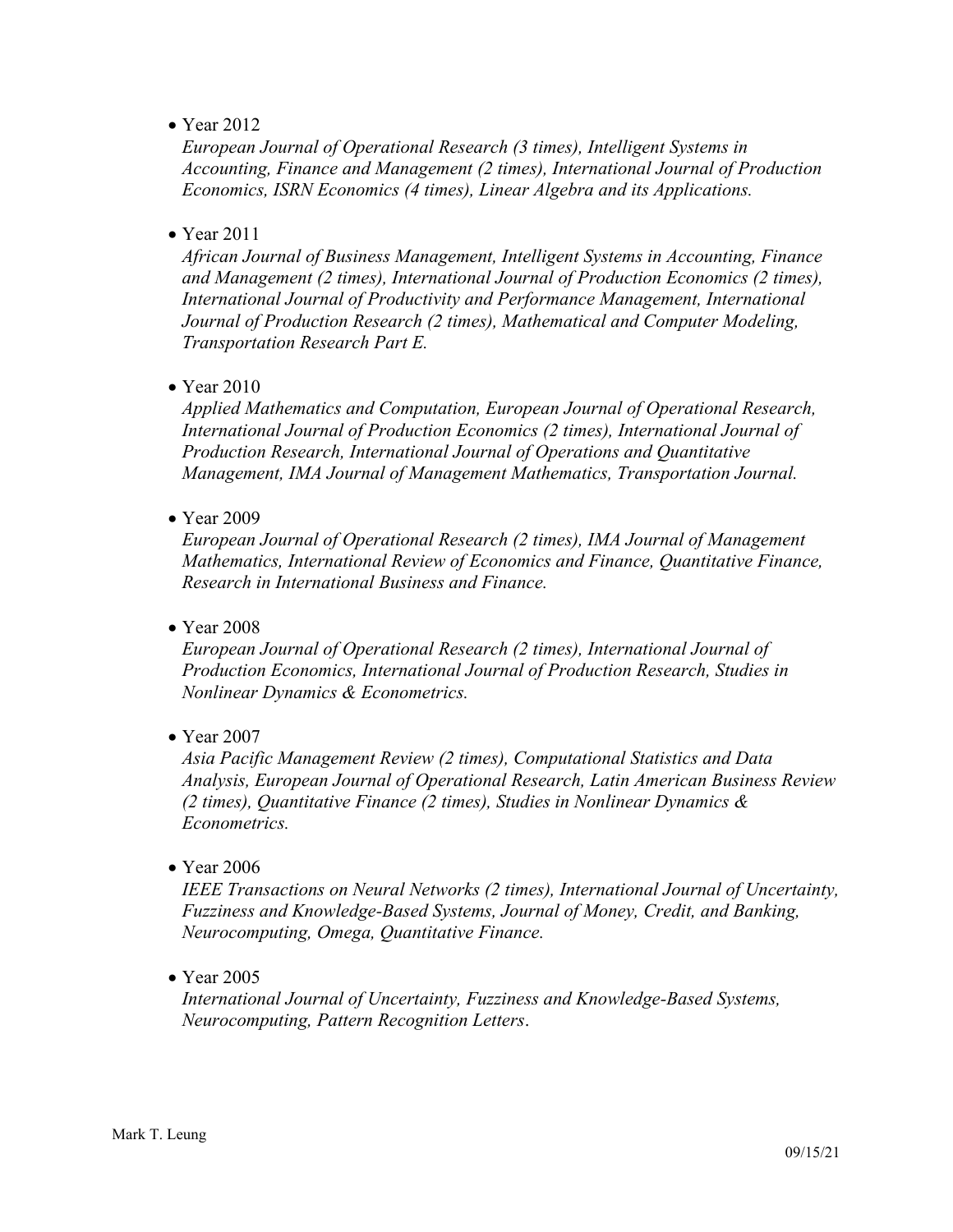- Year 2012

  *European Journal of Operational Research (3 times), Intelligent Systems in Accounting, Finance and Management (2 times), International Journal of Production Economics, ISRN Economics (4 times), Linear Algebra and its Applications.*

- Year 2011

  *African Journal of Business Management, Intelligent Systems in Accounting, Finance and Management (2 times), International Journal of Production Economics (2 times), International Journal of Productivity and Performance Management, International Journal of Production Research (2 times), Mathematical and Computer Modeling, Transportation Research Part E.*

- Year 2010

  *Applied Mathematics and Computation, European Journal of Operational Research, International Journal of Production Economics (2 times), International Journal of Production Research, International Journal of Operations and Quantitative Management, IMA Journal of Management Mathematics, Transportation Journal.*

- Year 2009

  *European Journal of Operational Research (2 times), IMA Journal of Management Mathematics, International Review of Economics and Finance, Quantitative Finance, Research in International Business and Finance.*

- Year 2008

  *European Journal of Operational Research (2 times), International Journal of Production Economics, International Journal of Production Research, Studies in Nonlinear Dynamics & Econometrics.*

- Year 2007

  *Asia Pacific Management Review (2 times), Computational Statistics and Data Analysis, European Journal of Operational Research, Latin American Business Review (2 times), Quantitative Finance (2 times), Studies in Nonlinear Dynamics & Econometrics.*

- Year 2006

  *IEEE Transactions on Neural Networks (2 times), International Journal of Uncertainty, Fuzziness and Knowledge-Based Systems, Journal of Money, Credit, and Banking, Neurocomputing, Omega, Quantitative Finance.*

- Year 2005

  *International Journal of Uncertainty, Fuzziness and Knowledge-Based Systems, Neurocomputing, Pattern Recognition Letters*.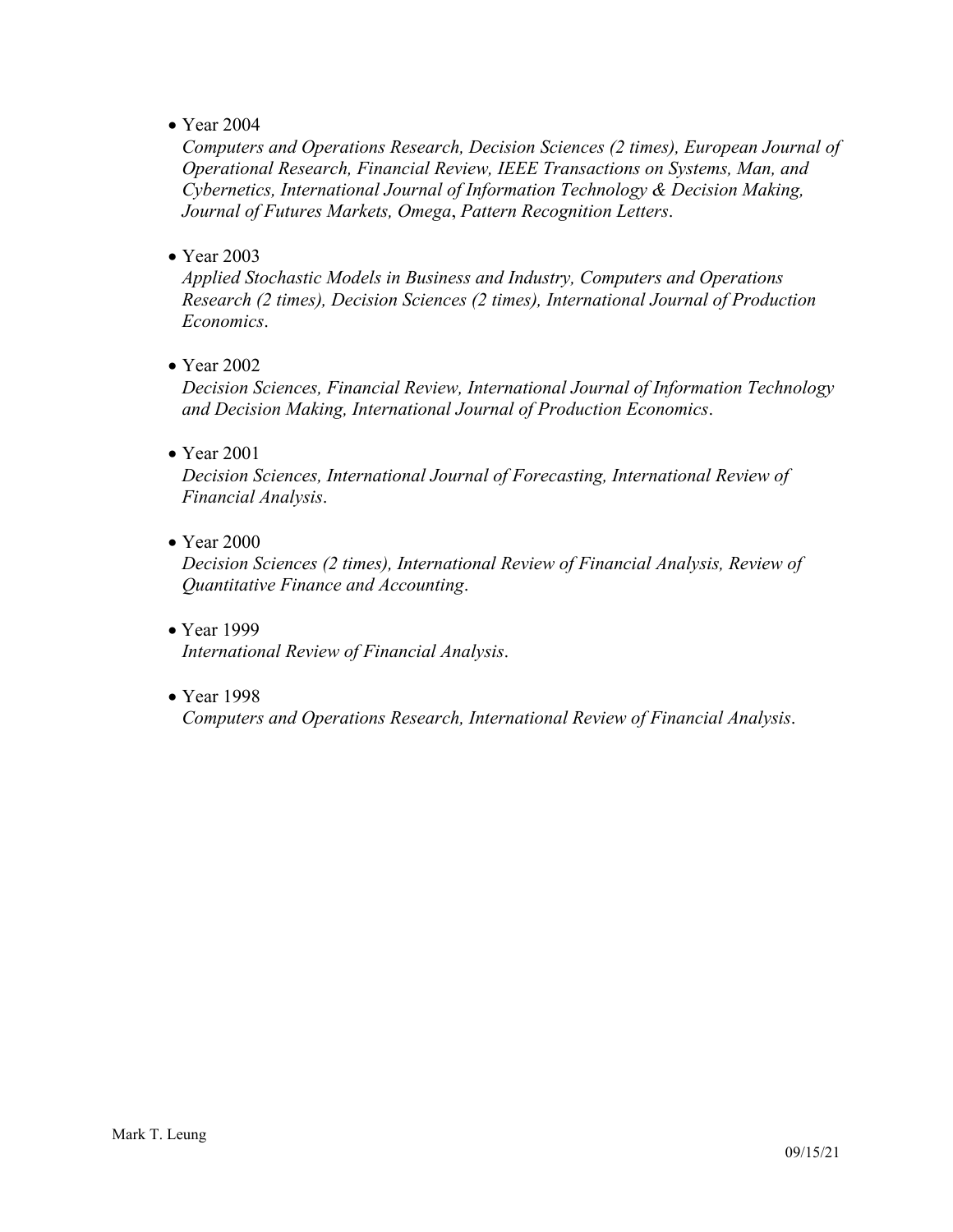- Year 2004
  *Computers and Operations Research, Decision Sciences (2 times), European Journal of Operational Research, Financial Review, IEEE Transactions on Systems, Man, and Cybernetics, International Journal of Information Technology & Decision Making, Journal of Futures Markets, Omega*, *Pattern Recognition Letters*.

- Year 2003
  *Applied Stochastic Models in Business and Industry, Computers and Operations Research (2 times), Decision Sciences (2 times), International Journal of Production Economics*.

- Year 2002
  *Decision Sciences, Financial Review, International Journal of Information Technology and Decision Making, International Journal of Production Economics*.

- Year 2001
  *Decision Sciences, International Journal of Forecasting, International Review of Financial Analysis*.

- Year 2000
  *Decision Sciences (2 times), International Review of Financial Analysis, Review of Quantitative Finance and Accounting*.

- Year 1999
  *International Review of Financial Analysis*.

- Year 1998
  *Computers and Operations Research, International Review of Financial Analysis*.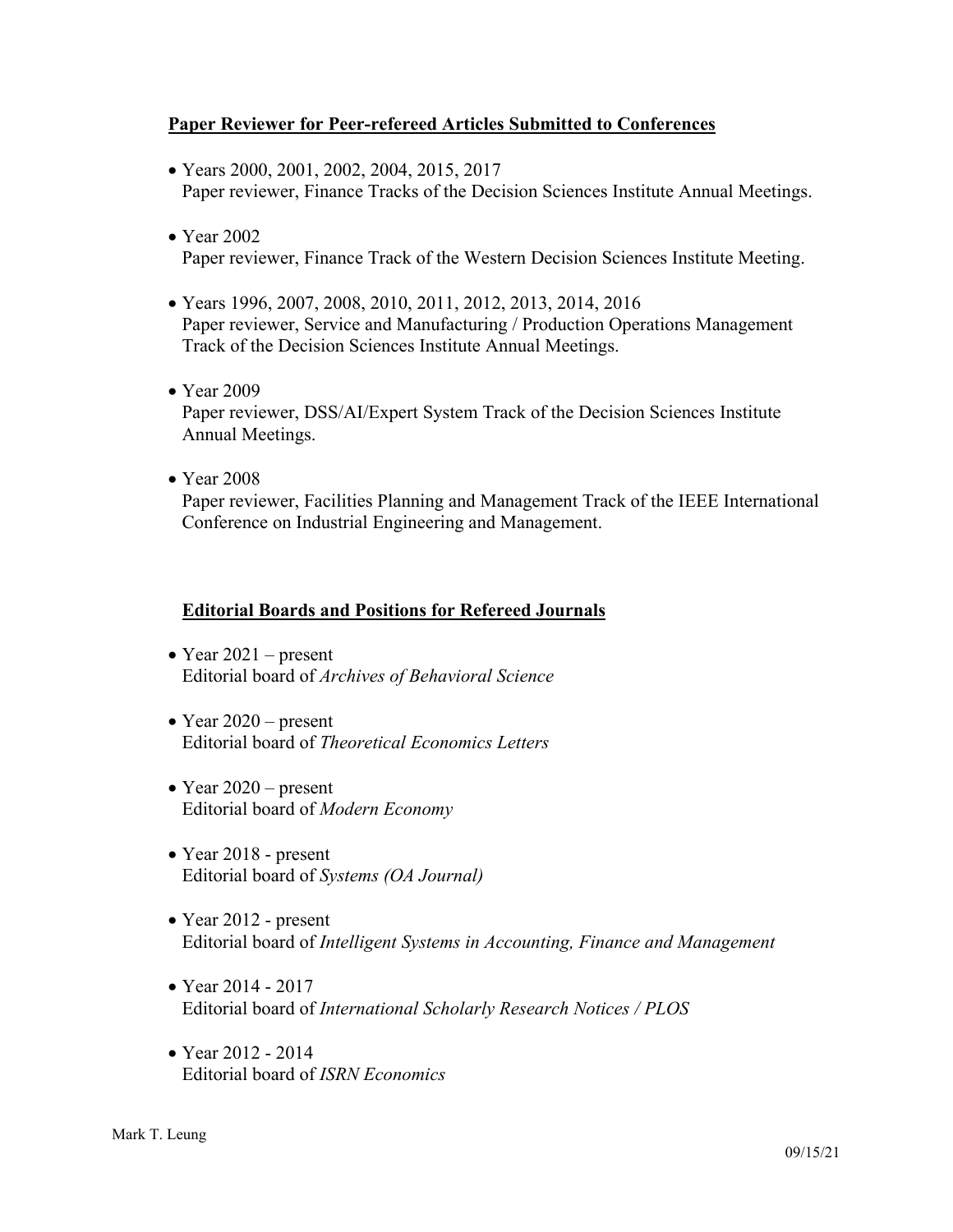**Paper Reviewer for Peer-refereed Articles Submitted to Conferences**

- Years 2000, 2001, 2002, 2004, 2015, 2017
  Paper reviewer, Finance Tracks of the Decision Sciences Institute Annual Meetings.

- Year 2002
  Paper reviewer, Finance Track of the Western Decision Sciences Institute Meeting.

- Years 1996, 2007, 2008, 2010, 2011, 2012, 2013, 2014, 2016
  Paper reviewer, Service and Manufacturing / Production Operations Management Track of the Decision Sciences Institute Annual Meetings.

- Year 2009
  Paper reviewer, DSS/AI/Expert System Track of the Decision Sciences Institute Annual Meetings.

- Year 2008
  Paper reviewer, Facilities Planning and Management Track of the IEEE International Conference on Industrial Engineering and Management.

**Editorial Boards and Positions for Refereed Journals**

- Year 2021 – present
  Editorial board of *Archives of Behavioral Science*

- Year 2020 – present
  Editorial board of *Theoretical Economics Letters*

- Year 2020 – present
  Editorial board of *Modern Economy*

- Year 2018 - present
  Editorial board of *Systems (OA Journal)*

- Year 2012 - present
  Editorial board of *Intelligent Systems in Accounting, Finance and Management*

- Year 2014 - 2017
  Editorial board of *International Scholarly Research Notices / PLOS*

- Year 2012 - 2014
  Editorial board of *ISRN Economics*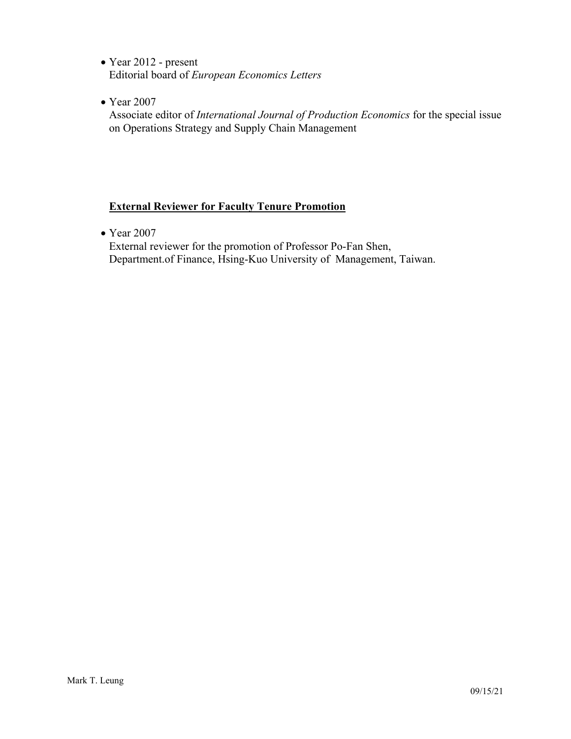- Year 2012 - present
  Editorial board of *European Economics Letters*

- Year 2007
  Associate editor of *International Journal of Production Economics* for the special issue on Operations Strategy and Supply Chain Management

**External Reviewer for Faculty Tenure Promotion**

- Year 2007
  External reviewer for the promotion of Professor Po-Fan Shen, Department.of Finance, Hsing-Kuo University of Management, Taiwan.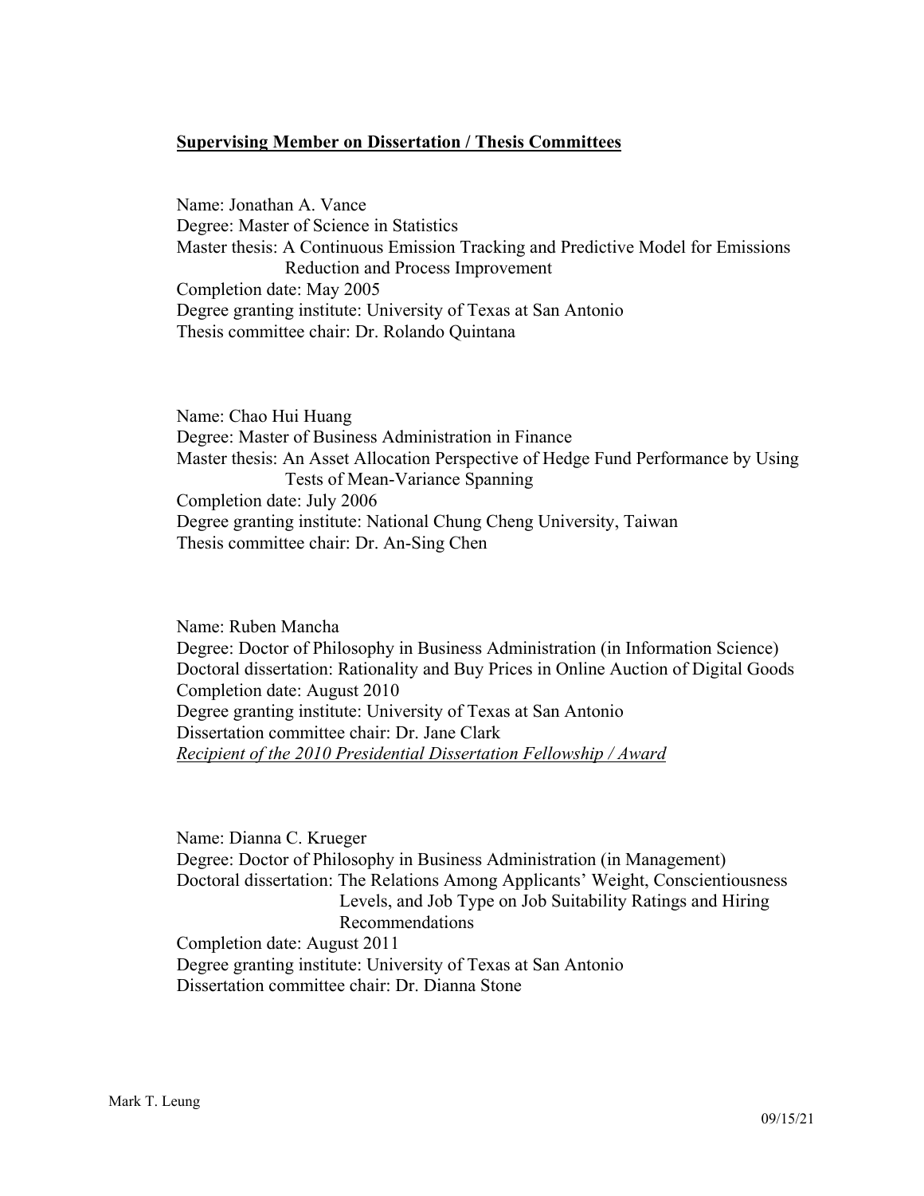**Supervising Member on Dissertation / Thesis Committees**

Name: Jonathan A. Vance
Degree: Master of Science in Statistics
Master thesis: A Continuous Emission Tracking and Predictive Model for Emissions Reduction and Process Improvement
Completion date: May 2005
Degree granting institute: University of Texas at San Antonio
Thesis committee chair: Dr. Rolando Quintana

Name: Chao Hui Huang
Degree: Master of Business Administration in Finance
Master thesis: An Asset Allocation Perspective of Hedge Fund Performance by Using Tests of Mean-Variance Spanning
Completion date: July 2006
Degree granting institute: National Chung Cheng University, Taiwan
Thesis committee chair: Dr. An-Sing Chen

Name: Ruben Mancha
Degree: Doctor of Philosophy in Business Administration (in Information Science)
Doctoral dissertation: Rationality and Buy Prices in Online Auction of Digital Goods
Completion date: August 2010
Degree granting institute: University of Texas at San Antonio
Dissertation committee chair: Dr. Jane Clark
*Recipient of the 2010 Presidential Dissertation Fellowship / Award*

Name: Dianna C. Krueger
Degree: Doctor of Philosophy in Business Administration (in Management)
Doctoral dissertation: The Relations Among Applicants' Weight, Conscientiousness Levels, and Job Type on Job Suitability Ratings and Hiring Recommendations
Completion date: August 2011
Degree granting institute: University of Texas at San Antonio
Dissertation committee chair: Dr. Dianna Stone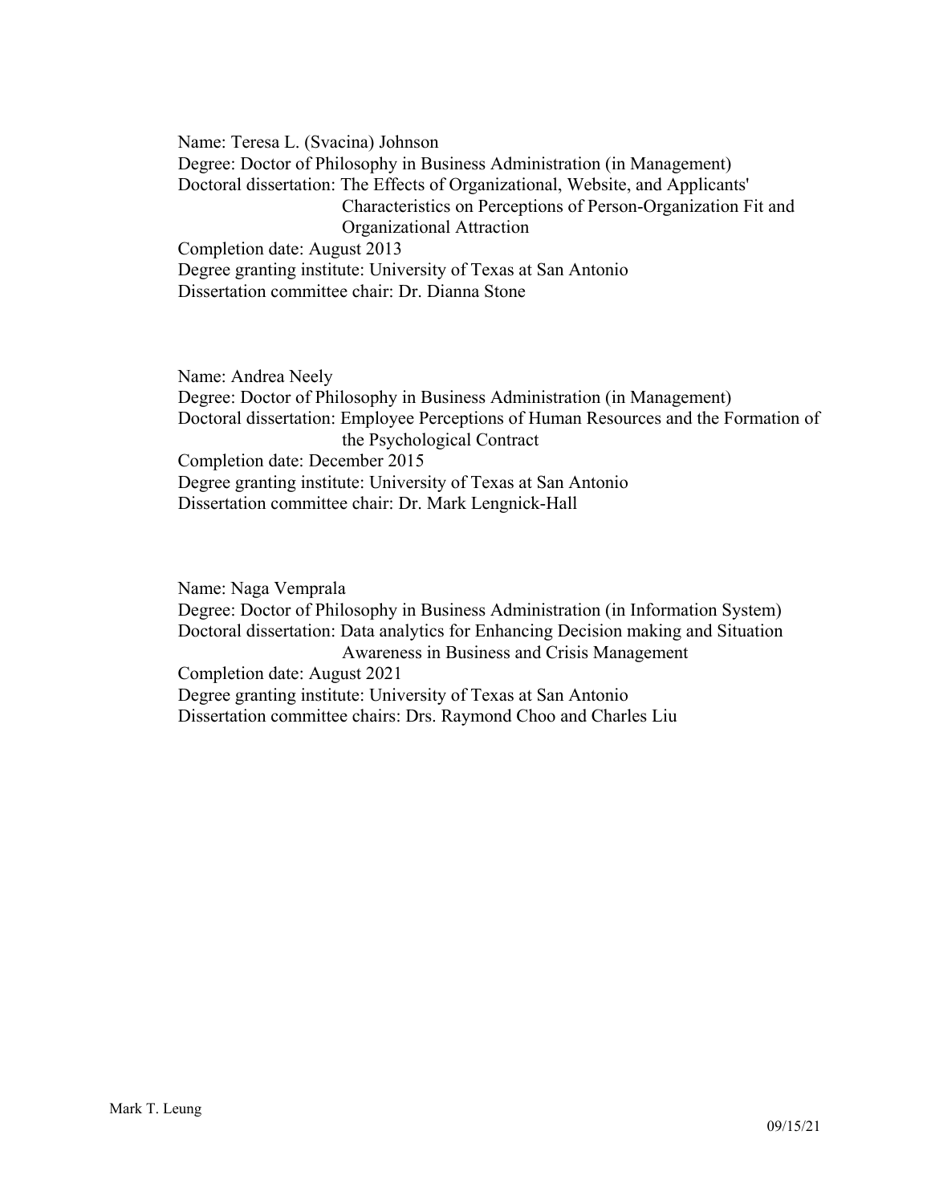Name: Teresa L. (Svacina) Johnson
Degree: Doctor of Philosophy in Business Administration (in Management)
Doctoral dissertation: The Effects of Organizational, Website, and Applicants' Characteristics on Perceptions of Person-Organization Fit and Organizational Attraction
Completion date: August 2013
Degree granting institute: University of Texas at San Antonio
Dissertation committee chair: Dr. Dianna Stone

Name: Andrea Neely
Degree: Doctor of Philosophy in Business Administration (in Management)
Doctoral dissertation: Employee Perceptions of Human Resources and the Formation of the Psychological Contract
Completion date: December 2015
Degree granting institute: University of Texas at San Antonio
Dissertation committee chair: Dr. Mark Lengnick-Hall

Name: Naga Vemprala
Degree: Doctor of Philosophy in Business Administration (in Information System)
Doctoral dissertation: Data analytics for Enhancing Decision making and Situation Awareness in Business and Crisis Management
Completion date: August 2021
Degree granting institute: University of Texas at San Antonio
Dissertation committee chairs: Drs. Raymond Choo and Charles Liu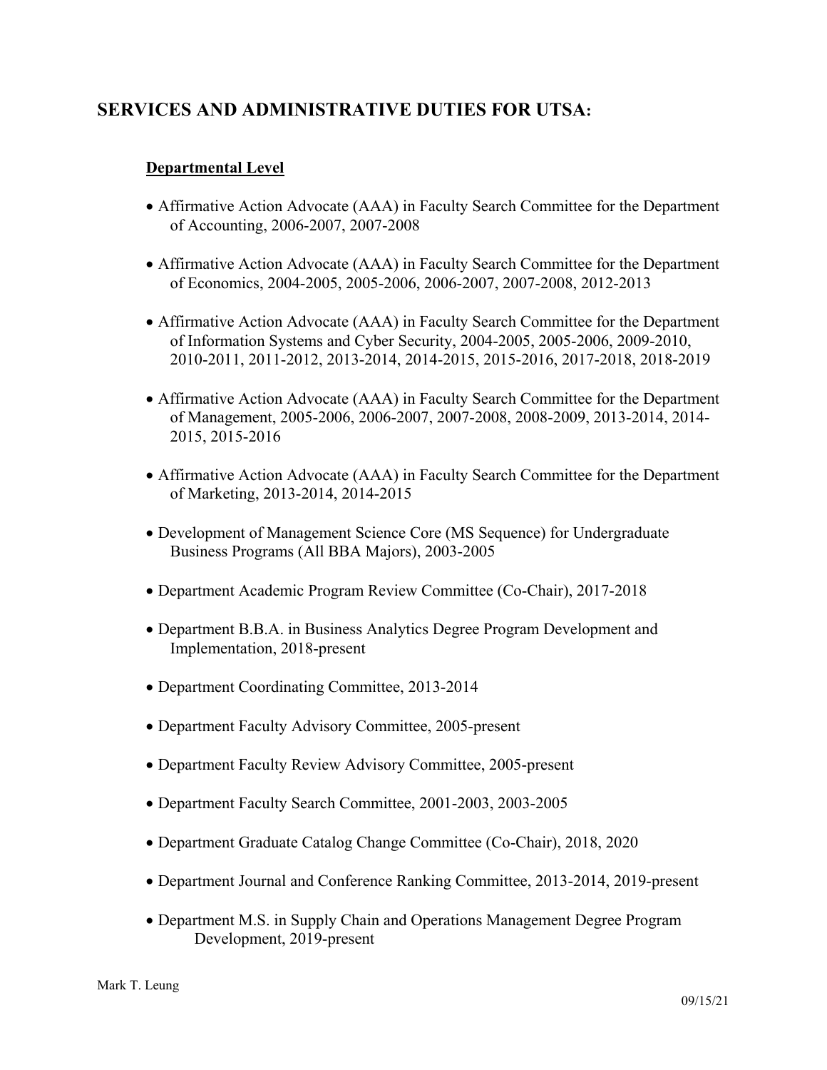## SERVICES AND ADMINISTRATIVE DUTIES FOR UTSA:

### Departmental Level

- Affirmative Action Advocate (AAA) in Faculty Search Committee for the Department of Accounting, 2006-2007, 2007-2008
- Affirmative Action Advocate (AAA) in Faculty Search Committee for the Department of Economics, 2004-2005, 2005-2006, 2006-2007, 2007-2008, 2012-2013
- Affirmative Action Advocate (AAA) in Faculty Search Committee for the Department of Information Systems and Cyber Security, 2004-2005, 2005-2006, 2009-2010, 2010-2011, 2011-2012, 2013-2014, 2014-2015, 2015-2016, 2017-2018, 2018-2019
- Affirmative Action Advocate (AAA) in Faculty Search Committee for the Department of Management, 2005-2006, 2006-2007, 2007-2008, 2008-2009, 2013-2014, 2014-2015, 2015-2016
- Affirmative Action Advocate (AAA) in Faculty Search Committee for the Department of Marketing, 2013-2014, 2014-2015
- Development of Management Science Core (MS Sequence) for Undergraduate Business Programs (All BBA Majors), 2003-2005
- Department Academic Program Review Committee (Co-Chair), 2017-2018
- Department B.B.A. in Business Analytics Degree Program Development and Implementation, 2018-present
- Department Coordinating Committee, 2013-2014
- Department Faculty Advisory Committee, 2005-present
- Department Faculty Review Advisory Committee, 2005-present
- Department Faculty Search Committee, 2001-2003, 2003-2005
- Department Graduate Catalog Change Committee (Co-Chair), 2018, 2020
- Department Journal and Conference Ranking Committee, 2013-2014, 2019-present
- Department M.S. in Supply Chain and Operations Management Degree Program Development, 2019-present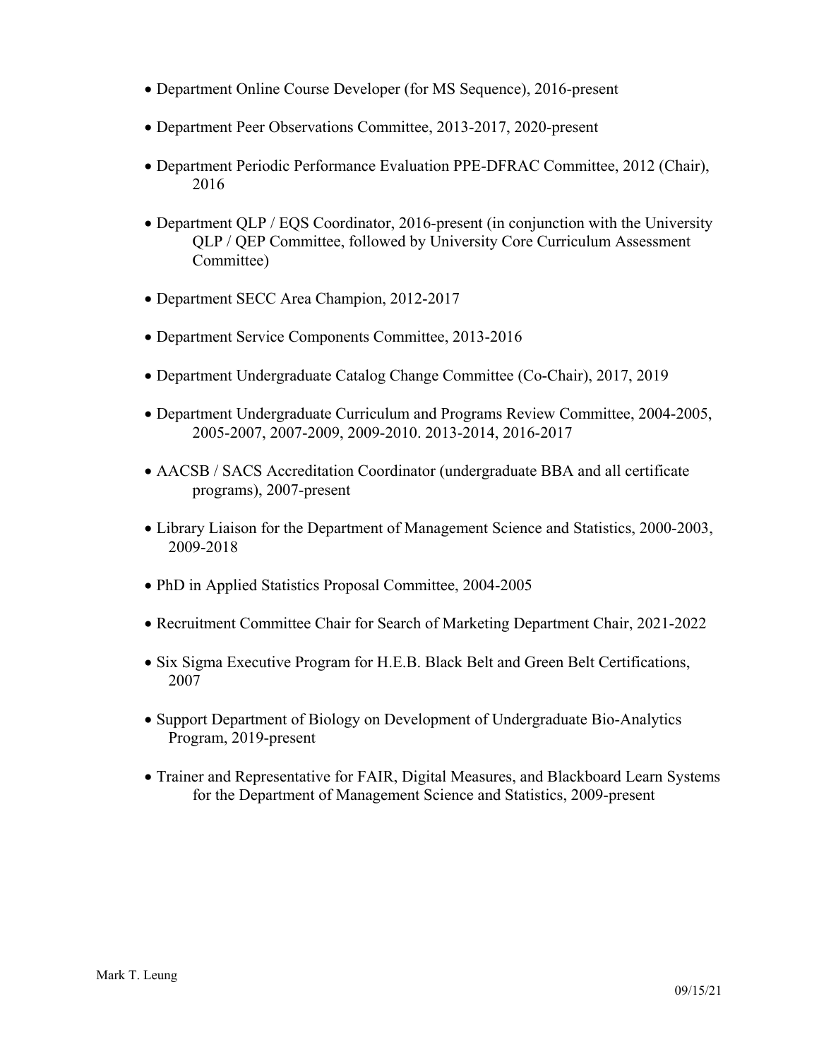- Department Online Course Developer (for MS Sequence), 2016-present

- Department Peer Observations Committee, 2013-2017, 2020-present

- Department Periodic Performance Evaluation PPE-DFRAC Committee, 2012 (Chair), 2016

- Department QLP / EQS Coordinator, 2016-present (in conjunction with the University QLP / QEP Committee, followed by University Core Curriculum Assessment Committee)

- Department SECC Area Champion, 2012-2017

- Department Service Components Committee, 2013-2016

- Department Undergraduate Catalog Change Committee (Co-Chair), 2017, 2019

- Department Undergraduate Curriculum and Programs Review Committee, 2004-2005, 2005-2007, 2007-2009, 2009-2010. 2013-2014, 2016-2017

- AACSB / SACS Accreditation Coordinator (undergraduate BBA and all certificate programs), 2007-present

- Library Liaison for the Department of Management Science and Statistics, 2000-2003, 2009-2018

- PhD in Applied Statistics Proposal Committee, 2004-2005

- Recruitment Committee Chair for Search of Marketing Department Chair, 2021-2022

- Six Sigma Executive Program for H.E.B. Black Belt and Green Belt Certifications, 2007

- Support Department of Biology on Development of Undergraduate Bio-Analytics Program, 2019-present

- Trainer and Representative for FAIR, Digital Measures, and Blackboard Learn Systems for the Department of Management Science and Statistics, 2009-present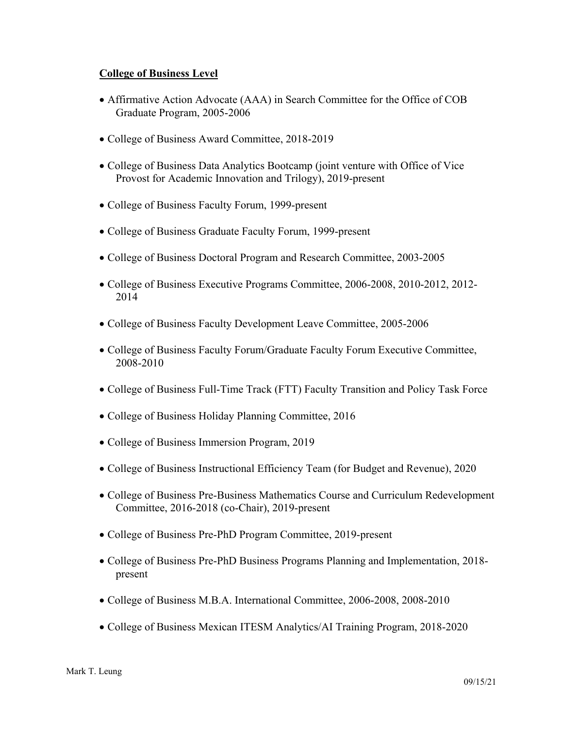**College of Business Level**

- Affirmative Action Advocate (AAA) in Search Committee for the Office of COB Graduate Program, 2005-2006
- College of Business Award Committee, 2018-2019
- College of Business Data Analytics Bootcamp (joint venture with Office of Vice Provost for Academic Innovation and Trilogy), 2019-present
- College of Business Faculty Forum, 1999-present
- College of Business Graduate Faculty Forum, 1999-present
- College of Business Doctoral Program and Research Committee, 2003-2005
- College of Business Executive Programs Committee, 2006-2008, 2010-2012, 2012-2014
- College of Business Faculty Development Leave Committee, 2005-2006
- College of Business Faculty Forum/Graduate Faculty Forum Executive Committee, 2008-2010
- College of Business Full-Time Track (FTT) Faculty Transition and Policy Task Force
- College of Business Holiday Planning Committee, 2016
- College of Business Immersion Program, 2019
- College of Business Instructional Efficiency Team (for Budget and Revenue), 2020
- College of Business Pre-Business Mathematics Course and Curriculum Redevelopment Committee, 2016-2018 (co-Chair), 2019-present
- College of Business Pre-PhD Program Committee, 2019-present
- College of Business Pre-PhD Business Programs Planning and Implementation, 2018-present
- College of Business M.B.A. International Committee, 2006-2008, 2008-2010
- College of Business Mexican ITESM Analytics/AI Training Program, 2018-2020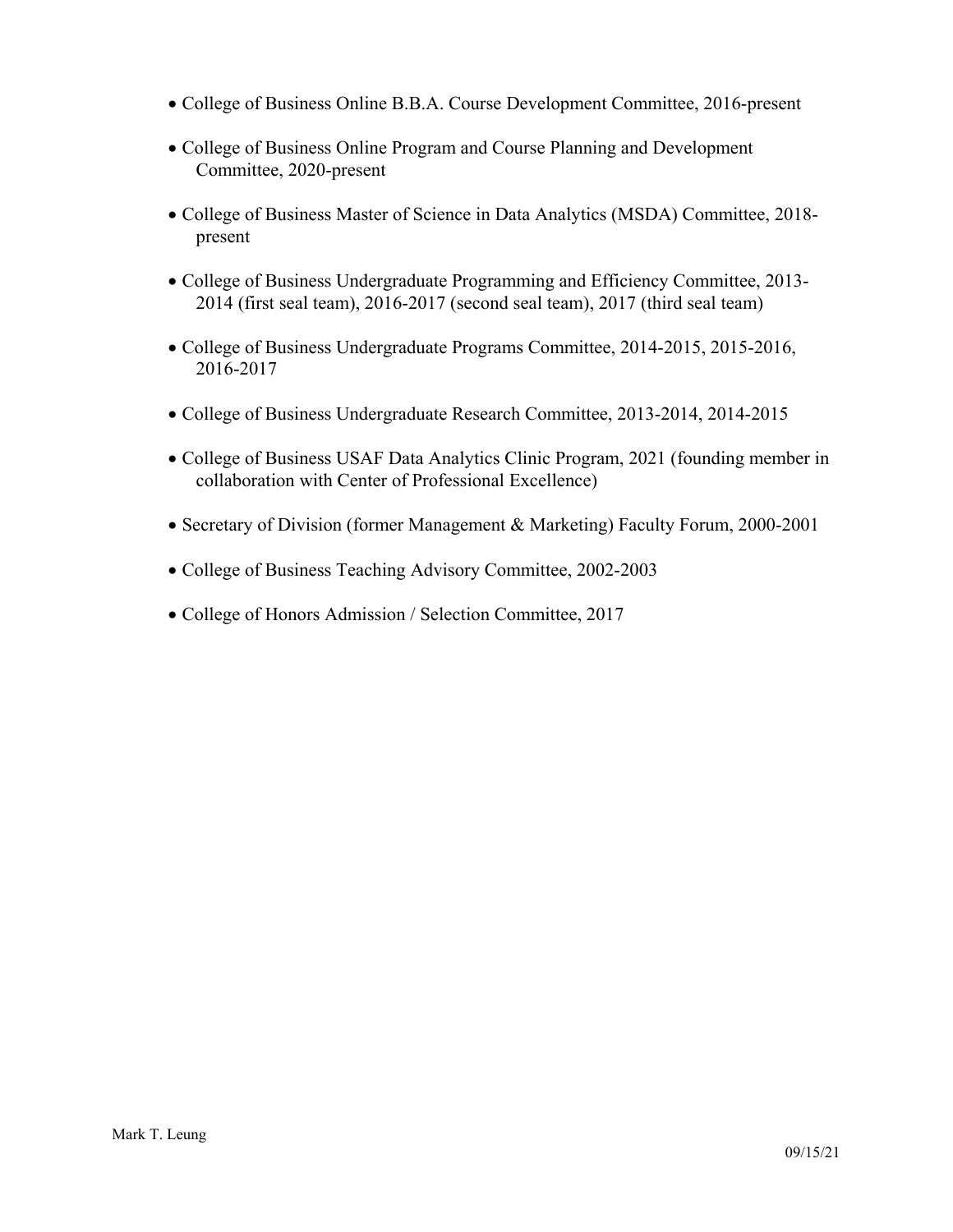- College of Business Online B.B.A. Course Development Committee, 2016-present
- College of Business Online Program and Course Planning and Development Committee, 2020-present
- College of Business Master of Science in Data Analytics (MSDA) Committee, 2018-present
- College of Business Undergraduate Programming and Efficiency Committee, 2013-2014 (first seal team), 2016-2017 (second seal team), 2017 (third seal team)
- College of Business Undergraduate Programs Committee, 2014-2015, 2015-2016, 2016-2017
- College of Business Undergraduate Research Committee, 2013-2014, 2014-2015
- College of Business USAF Data Analytics Clinic Program, 2021 (founding member in collaboration with Center of Professional Excellence)
- Secretary of Division (former Management & Marketing) Faculty Forum, 2000-2001
- College of Business Teaching Advisory Committee, 2002-2003
- College of Honors Admission / Selection Committee, 2017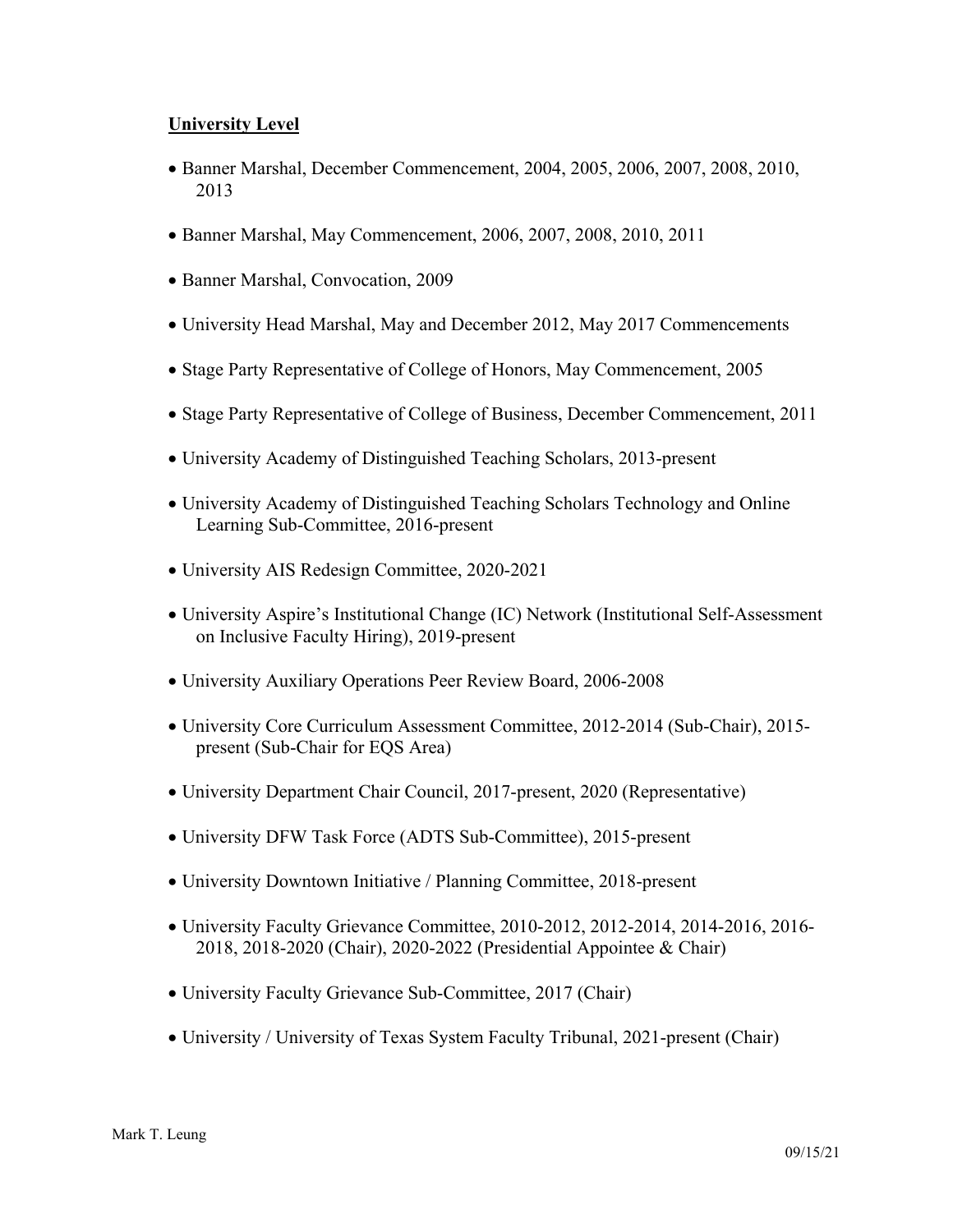**University Level**

- Banner Marshal, December Commencement, 2004, 2005, 2006, 2007, 2008, 2010, 2013
- Banner Marshal, May Commencement, 2006, 2007, 2008, 2010, 2011
- Banner Marshal, Convocation, 2009
- University Head Marshal, May and December 2012, May 2017 Commencements
- Stage Party Representative of College of Honors, May Commencement, 2005
- Stage Party Representative of College of Business, December Commencement, 2011
- University Academy of Distinguished Teaching Scholars, 2013-present
- University Academy of Distinguished Teaching Scholars Technology and Online Learning Sub-Committee, 2016-present
- University AIS Redesign Committee, 2020-2021
- University Aspire's Institutional Change (IC) Network (Institutional Self-Assessment on Inclusive Faculty Hiring), 2019-present
- University Auxiliary Operations Peer Review Board, 2006-2008
- University Core Curriculum Assessment Committee, 2012-2014 (Sub-Chair), 2015-present (Sub-Chair for EQS Area)
- University Department Chair Council, 2017-present, 2020 (Representative)
- University DFW Task Force (ADTS Sub-Committee), 2015-present
- University Downtown Initiative / Planning Committee, 2018-present
- University Faculty Grievance Committee, 2010-2012, 2012-2014, 2014-2016, 2016-2018, 2018-2020 (Chair), 2020-2022 (Presidential Appointee & Chair)
- University Faculty Grievance Sub-Committee, 2017 (Chair)
- University / University of Texas System Faculty Tribunal, 2021-present (Chair)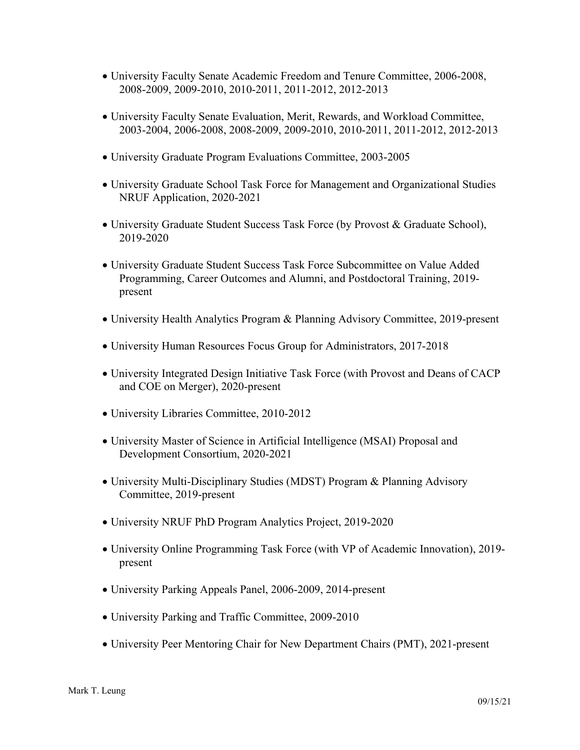- University Faculty Senate Academic Freedom and Tenure Committee, 2006-2008, 2008-2009, 2009-2010, 2010-2011, 2011-2012, 2012-2013

- University Faculty Senate Evaluation, Merit, Rewards, and Workload Committee, 2003-2004, 2006-2008, 2008-2009, 2009-2010, 2010-2011, 2011-2012, 2012-2013

- University Graduate Program Evaluations Committee, 2003-2005

- University Graduate School Task Force for Management and Organizational Studies NRUF Application, 2020-2021

- University Graduate Student Success Task Force (by Provost & Graduate School), 2019-2020

- University Graduate Student Success Task Force Subcommittee on Value Added Programming, Career Outcomes and Alumni, and Postdoctoral Training, 2019-present

- University Health Analytics Program & Planning Advisory Committee, 2019-present

- University Human Resources Focus Group for Administrators, 2017-2018

- University Integrated Design Initiative Task Force (with Provost and Deans of CACP and COE on Merger), 2020-present

- University Libraries Committee, 2010-2012

- University Master of Science in Artificial Intelligence (MSAI) Proposal and Development Consortium, 2020-2021

- University Multi-Disciplinary Studies (MDST) Program & Planning Advisory Committee, 2019-present

- University NRUF PhD Program Analytics Project, 2019-2020

- University Online Programming Task Force (with VP of Academic Innovation), 2019-present

- University Parking Appeals Panel, 2006-2009, 2014-present

- University Parking and Traffic Committee, 2009-2010

- University Peer Mentoring Chair for New Department Chairs (PMT), 2021-present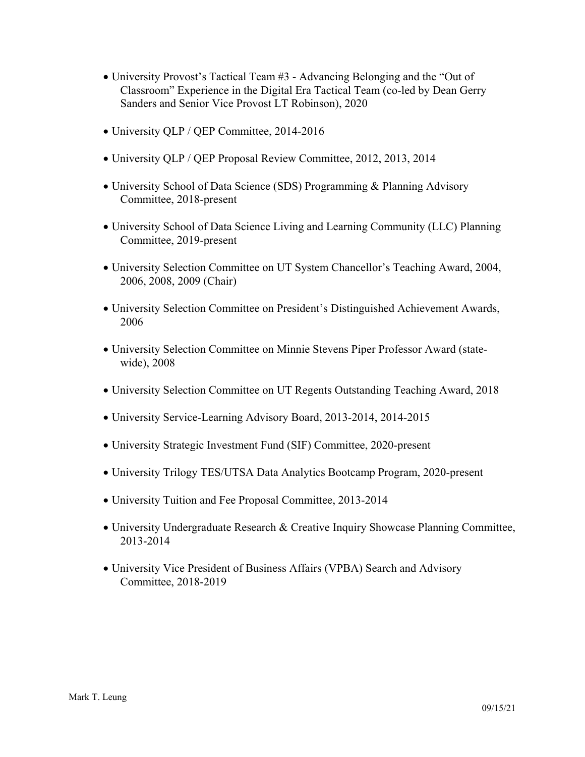- University Provost's Tactical Team #3 - Advancing Belonging and the "Out of Classroom" Experience in the Digital Era Tactical Team (co-led by Dean Gerry Sanders and Senior Vice Provost LT Robinson), 2020

- University QLP / QEP Committee, 2014-2016

- University QLP / QEP Proposal Review Committee, 2012, 2013, 2014

- University School of Data Science (SDS) Programming & Planning Advisory Committee, 2018-present

- University School of Data Science Living and Learning Community (LLC) Planning Committee, 2019-present

- University Selection Committee on UT System Chancellor's Teaching Award, 2004, 2006, 2008, 2009 (Chair)

- University Selection Committee on President's Distinguished Achievement Awards, 2006

- University Selection Committee on Minnie Stevens Piper Professor Award (state-wide), 2008

- University Selection Committee on UT Regents Outstanding Teaching Award, 2018

- University Service-Learning Advisory Board, 2013-2014, 2014-2015

- University Strategic Investment Fund (SIF) Committee, 2020-present

- University Trilogy TES/UTSA Data Analytics Bootcamp Program, 2020-present

- University Tuition and Fee Proposal Committee, 2013-2014

- University Undergraduate Research & Creative Inquiry Showcase Planning Committee, 2013-2014

- University Vice President of Business Affairs (VPBA) Search and Advisory Committee, 2018-2019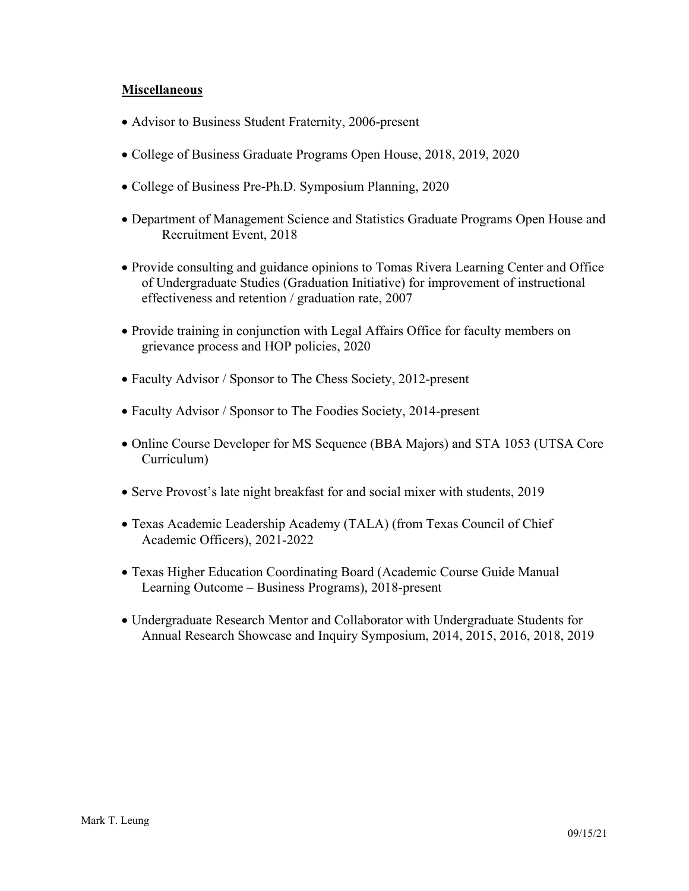**Miscellaneous**

- Advisor to Business Student Fraternity, 2006-present
- College of Business Graduate Programs Open House, 2018, 2019, 2020
- College of Business Pre-Ph.D. Symposium Planning, 2020
- Department of Management Science and Statistics Graduate Programs Open House and Recruitment Event, 2018
- Provide consulting and guidance opinions to Tomas Rivera Learning Center and Office of Undergraduate Studies (Graduation Initiative) for improvement of instructional effectiveness and retention / graduation rate, 2007
- Provide training in conjunction with Legal Affairs Office for faculty members on grievance process and HOP policies, 2020
- Faculty Advisor / Sponsor to The Chess Society, 2012-present
- Faculty Advisor / Sponsor to The Foodies Society, 2014-present
- Online Course Developer for MS Sequence (BBA Majors) and STA 1053 (UTSA Core Curriculum)
- Serve Provost's late night breakfast for and social mixer with students, 2019
- Texas Academic Leadership Academy (TALA) (from Texas Council of Chief Academic Officers), 2021-2022
- Texas Higher Education Coordinating Board (Academic Course Guide Manual Learning Outcome – Business Programs), 2018-present
- Undergraduate Research Mentor and Collaborator with Undergraduate Students for Annual Research Showcase and Inquiry Symposium, 2014, 2015, 2016, 2018, 2019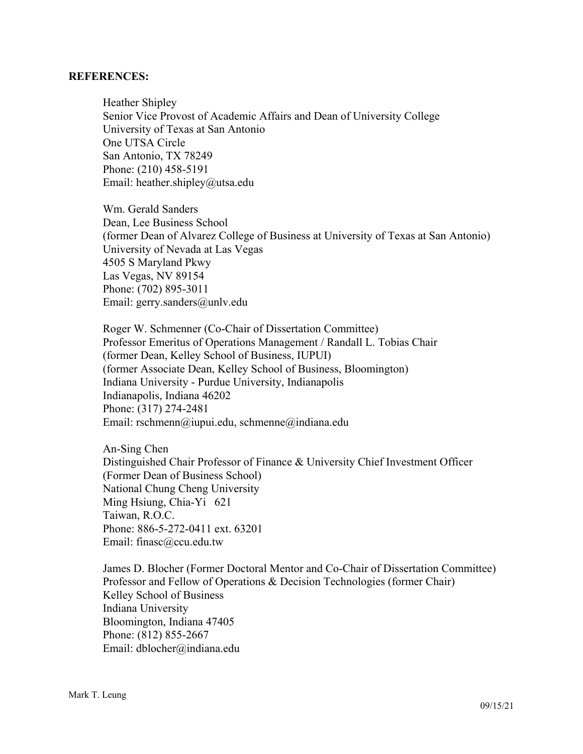**REFERENCES:**

Heather Shipley
Senior Vice Provost of Academic Affairs and Dean of University College
University of Texas at San Antonio
One UTSA Circle
San Antonio, TX 78249
Phone: (210) 458-5191
Email: heather.shipley@utsa.edu

Wm. Gerald Sanders
Dean, Lee Business School
(former Dean of Alvarez College of Business at University of Texas at San Antonio)
University of Nevada at Las Vegas
4505 S Maryland Pkwy
Las Vegas, NV 89154
Phone: (702) 895-3011
Email: gerry.sanders@unlv.edu

Roger W. Schmenner (Co-Chair of Dissertation Committee)
Professor Emeritus of Operations Management / Randall L. Tobias Chair
(former Dean, Kelley School of Business, IUPUI)
(former Associate Dean, Kelley School of Business, Bloomington)
Indiana University - Purdue University, Indianapolis
Indianapolis, Indiana 46202
Phone: (317) 274-2481
Email: rschmenn@iupui.edu, schmenne@indiana.edu

An-Sing Chen
Distinguished Chair Professor of Finance & University Chief Investment Officer
(Former Dean of Business School)
National Chung Cheng University
Ming Hsiung, Chia-Yi 621
Taiwan, R.O.C.
Phone: 886-5-272-0411 ext. 63201
Email: finasc@ccu.edu.tw

James D. Blocher (Former Doctoral Mentor and Co-Chair of Dissertation Committee)
Professor and Fellow of Operations & Decision Technologies (former Chair)
Kelley School of Business
Indiana University
Bloomington, Indiana 47405
Phone: (812) 855-2667
Email: dblocher@indiana.edu